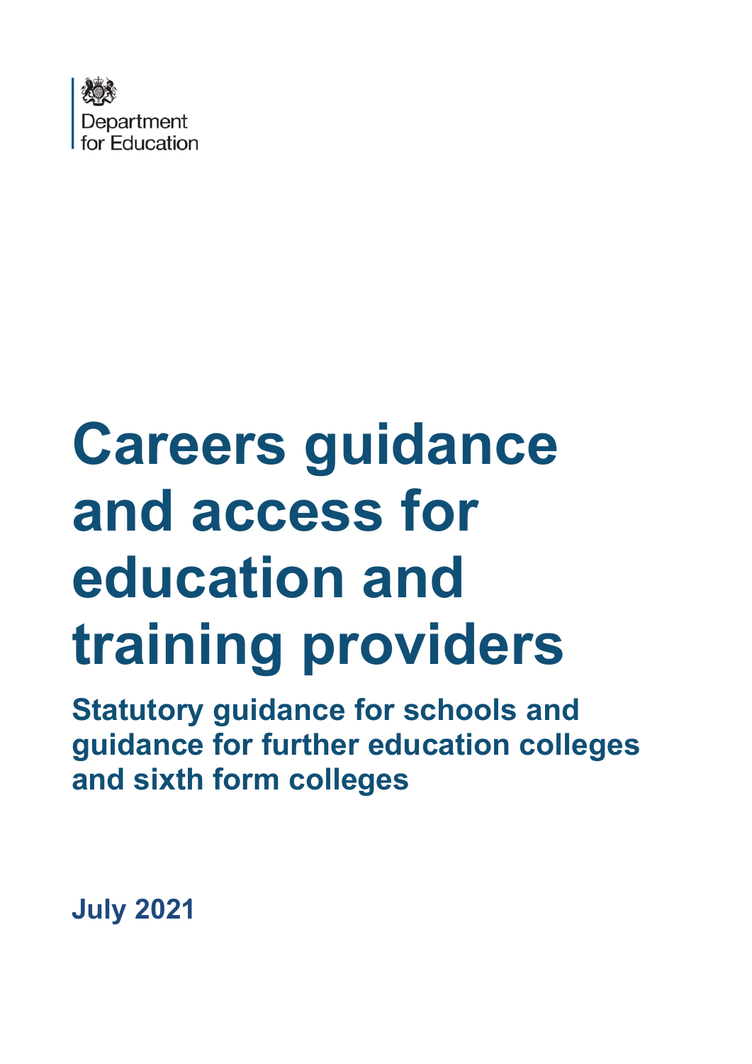Department for Education

# Careers guidance and access for education and training providers

## Statutory guidance for schools and guidance for further education colleges and sixth form colleges

**July 2021**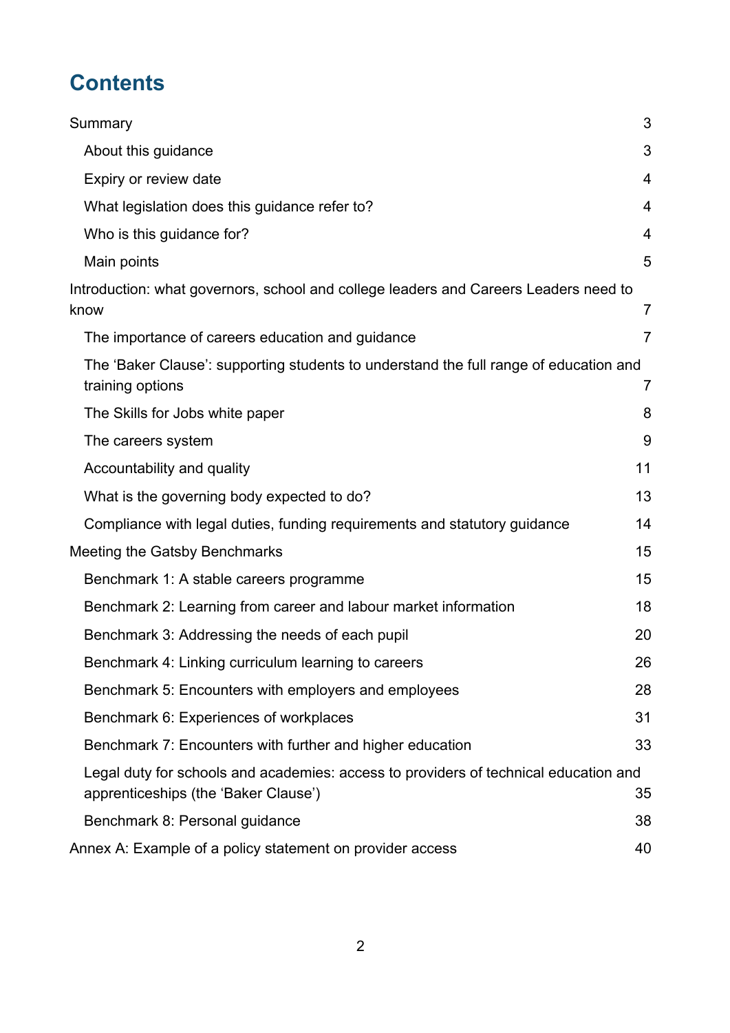# Contents

Summary 3

- About this guidance 3
- Expiry or review date 4
- What legislation does this guidance refer to? 4
- Who is this guidance for? 4
- Main points 5

Introduction: what governors, school and college leaders and Careers Leaders need to know 7

- The importance of careers education and guidance 7
- The 'Baker Clause': supporting students to understand the full range of education and training options 7
- The Skills for Jobs white paper 8
- The careers system 9
- Accountability and quality 11
- What is the governing body expected to do? 13
- Compliance with legal duties, funding requirements and statutory guidance 14

Meeting the Gatsby Benchmarks 15

- Benchmark 1: A stable careers programme 15
- Benchmark 2: Learning from career and labour market information 18
- Benchmark 3: Addressing the needs of each pupil 20
- Benchmark 4: Linking curriculum learning to careers 26
- Benchmark 5: Encounters with employers and employees 28
- Benchmark 6: Experiences of workplaces 31
- Benchmark 7: Encounters with further and higher education 33
- Legal duty for schools and academies: access to providers of technical education and apprenticeships (the 'Baker Clause') 35
- Benchmark 8: Personal guidance 38

Annex A: Example of a policy statement on provider access 40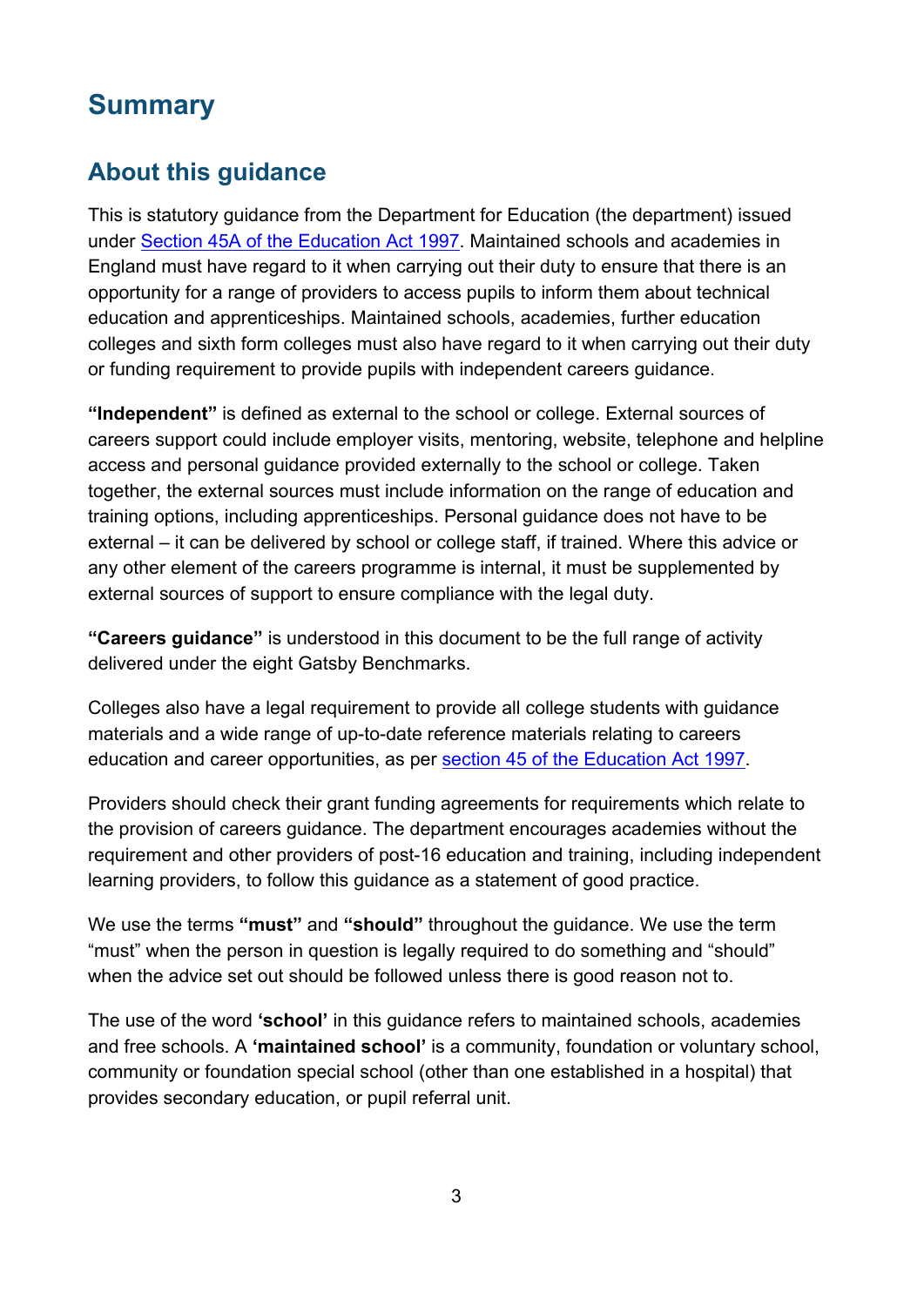# Summary

## About this guidance

This is statutory guidance from the Department for Education (the department) issued under [Section 45A of the Education Act 1997](). Maintained schools and academies in England must have regard to it when carrying out their duty to ensure that there is an opportunity for a range of providers to access pupils to inform them about technical education and apprenticeships. Maintained schools, academies, further education colleges and sixth form colleges must also have regard to it when carrying out their duty or funding requirement to provide pupils with independent careers guidance.

**"Independent"** is defined as external to the school or college. External sources of careers support could include employer visits, mentoring, website, telephone and helpline access and personal guidance provided externally to the school or college. Taken together, the external sources must include information on the range of education and training options, including apprenticeships. Personal guidance does not have to be external – it can be delivered by school or college staff, if trained. Where this advice or any other element of the careers programme is internal, it must be supplemented by external sources of support to ensure compliance with the legal duty.

**"Careers guidance"** is understood in this document to be the full range of activity delivered under the eight Gatsby Benchmarks.

Colleges also have a legal requirement to provide all college students with guidance materials and a wide range of up-to-date reference materials relating to careers education and career opportunities, as per [section 45 of the Education Act 1997]().

Providers should check their grant funding agreements for requirements which relate to the provision of careers guidance. The department encourages academies without the requirement and other providers of post-16 education and training, including independent learning providers, to follow this guidance as a statement of good practice.

We use the terms **"must"** and **"should"** throughout the guidance. We use the term "must" when the person in question is legally required to do something and "should" when the advice set out should be followed unless there is good reason not to.

The use of the word **'school'** in this guidance refers to maintained schools, academies and free schools. A **'maintained school'** is a community, foundation or voluntary school, community or foundation special school (other than one established in a hospital) that provides secondary education, or pupil referral unit.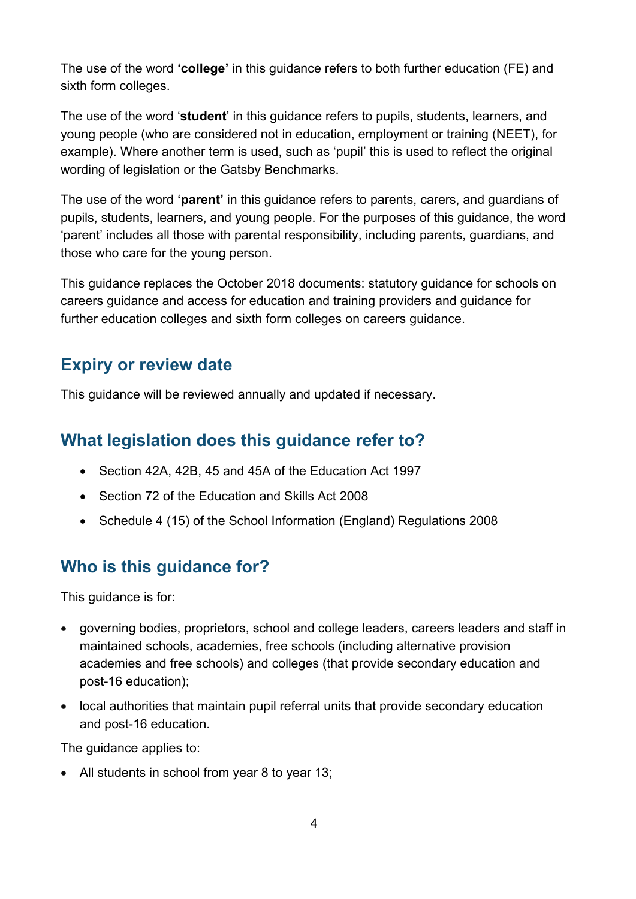The use of the word **'college'** in this guidance refers to both further education (FE) and sixth form colleges.

The use of the word '**student**' in this guidance refers to pupils, students, learners, and young people (who are considered not in education, employment or training (NEET), for example). Where another term is used, such as 'pupil' this is used to reflect the original wording of legislation or the Gatsby Benchmarks.

The use of the word **'parent'** in this guidance refers to parents, carers, and guardians of pupils, students, learners, and young people. For the purposes of this guidance, the word 'parent' includes all those with parental responsibility, including parents, guardians, and those who care for the young person.

This guidance replaces the October 2018 documents: statutory guidance for schools on careers guidance and access for education and training providers and guidance for further education colleges and sixth form colleges on careers guidance.

## Expiry or review date

This guidance will be reviewed annually and updated if necessary.

## What legislation does this guidance refer to?

- Section 42A, 42B, 45 and 45A of the Education Act 1997
- Section 72 of the Education and Skills Act 2008
- Schedule 4 (15) of the School Information (England) Regulations 2008

## Who is this guidance for?

This guidance is for:

- governing bodies, proprietors, school and college leaders, careers leaders and staff in maintained schools, academies, free schools (including alternative provision academies and free schools) and colleges (that provide secondary education and post-16 education);
- local authorities that maintain pupil referral units that provide secondary education and post-16 education.

The guidance applies to:

- All students in school from year 8 to year 13;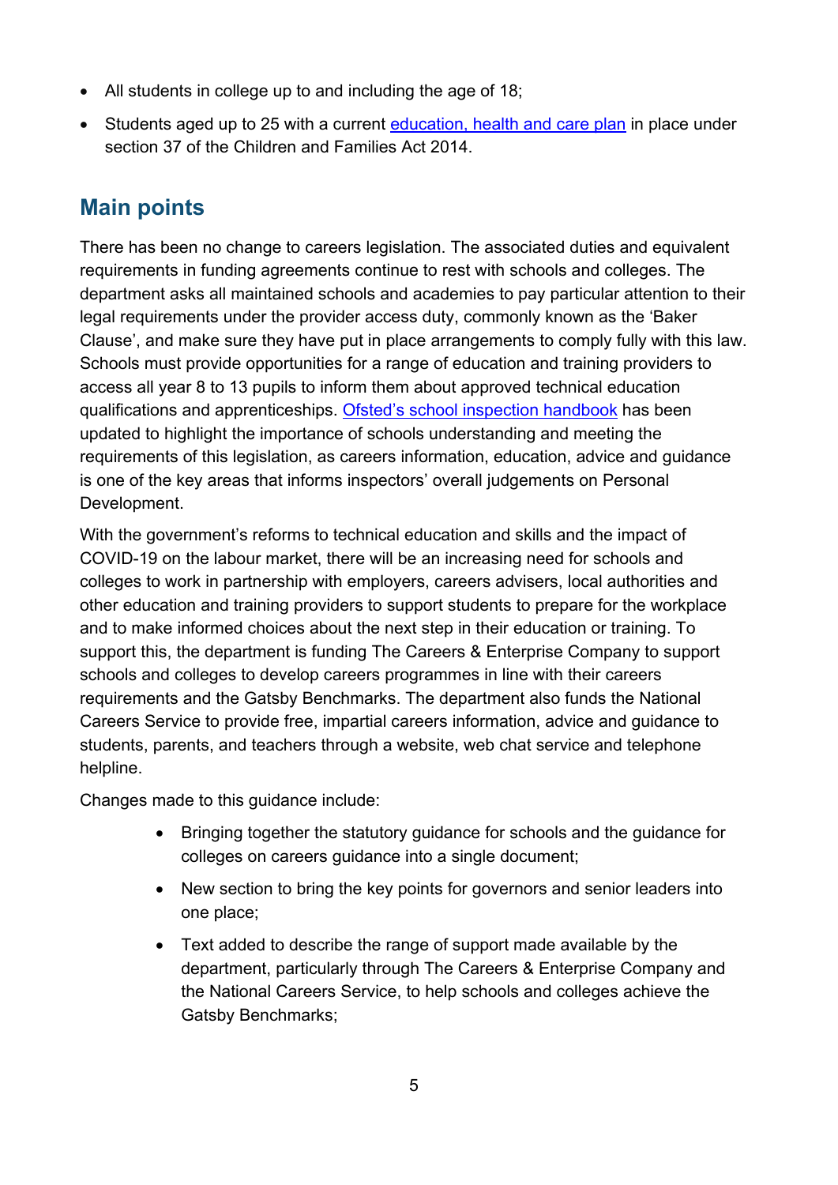- All students in college up to and including the age of 18;
- Students aged up to 25 with a current education, health and care plan in place under section 37 of the Children and Families Act 2014.

## Main points

There has been no change to careers legislation. The associated duties and equivalent requirements in funding agreements continue to rest with schools and colleges. The department asks all maintained schools and academies to pay particular attention to their legal requirements under the provider access duty, commonly known as the 'Baker Clause', and make sure they have put in place arrangements to comply fully with this law. Schools must provide opportunities for a range of education and training providers to access all year 8 to 13 pupils to inform them about approved technical education qualifications and apprenticeships. Ofsted's school inspection handbook has been updated to highlight the importance of schools understanding and meeting the requirements of this legislation, as careers information, education, advice and guidance is one of the key areas that informs inspectors' overall judgements on Personal Development.

With the government's reforms to technical education and skills and the impact of COVID-19 on the labour market, there will be an increasing need for schools and colleges to work in partnership with employers, careers advisers, local authorities and other education and training providers to support students to prepare for the workplace and to make informed choices about the next step in their education or training. To support this, the department is funding The Careers & Enterprise Company to support schools and colleges to develop careers programmes in line with their careers requirements and the Gatsby Benchmarks. The department also funds the National Careers Service to provide free, impartial careers information, advice and guidance to students, parents, and teachers through a website, web chat service and telephone helpline.

Changes made to this guidance include:

- Bringing together the statutory guidance for schools and the guidance for colleges on careers guidance into a single document;
- New section to bring the key points for governors and senior leaders into one place;
- Text added to describe the range of support made available by the department, particularly through The Careers & Enterprise Company and the National Careers Service, to help schools and colleges achieve the Gatsby Benchmarks;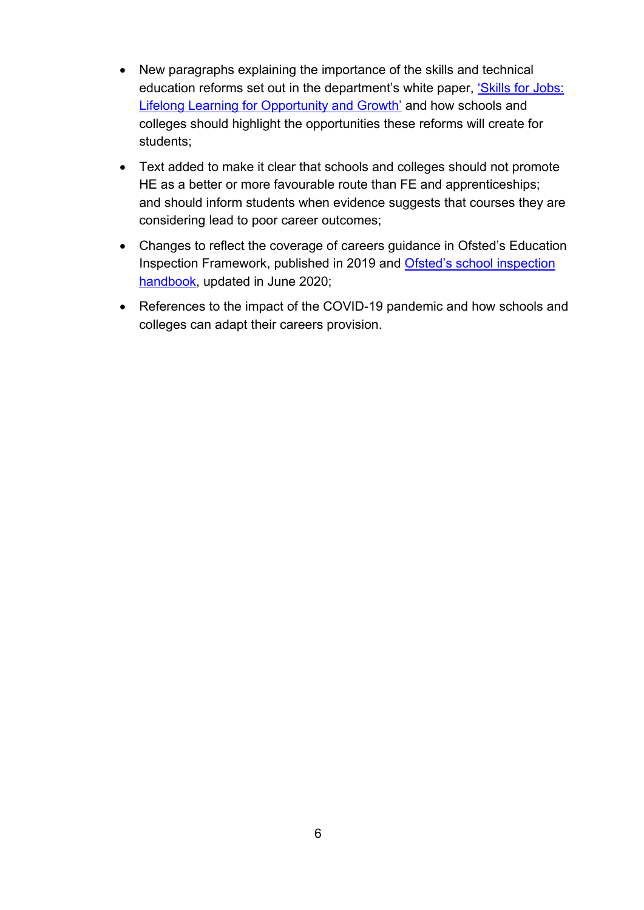- New paragraphs explaining the importance of the skills and technical education reforms set out in the department's white paper, 'Skills for Jobs: Lifelong Learning for Opportunity and Growth' and how schools and colleges should highlight the opportunities these reforms will create for students;
- Text added to make it clear that schools and colleges should not promote HE as a better or more favourable route than FE and apprenticeships; and should inform students when evidence suggests that courses they are considering lead to poor career outcomes;
- Changes to reflect the coverage of careers guidance in Ofsted's Education Inspection Framework, published in 2019 and Ofsted's school inspection handbook, updated in June 2020;
- References to the impact of the COVID-19 pandemic and how schools and colleges can adapt their careers provision.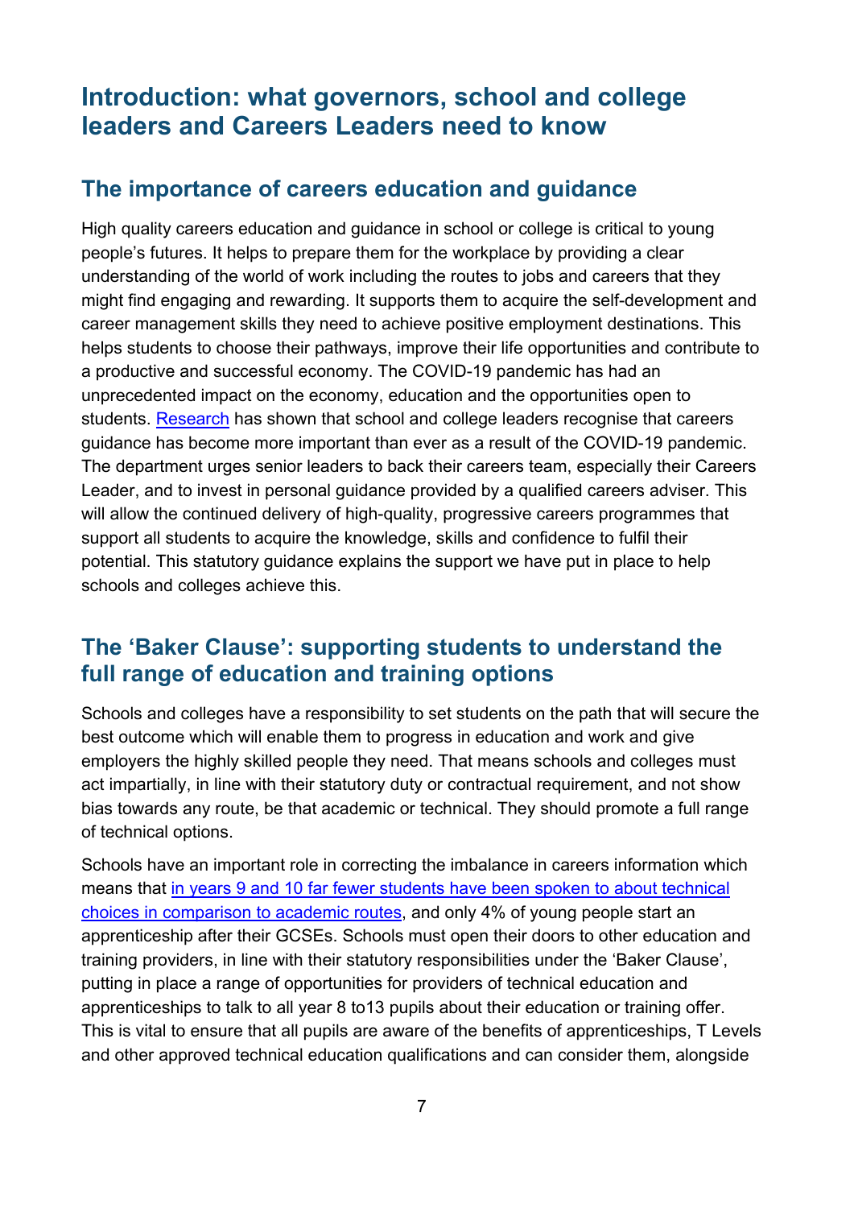# Introduction: what governors, school and college leaders and Careers Leaders need to know

## The importance of careers education and guidance

High quality careers education and guidance in school or college is critical to young people's futures. It helps to prepare them for the workplace by providing a clear understanding of the world of work including the routes to jobs and careers that they might find engaging and rewarding. It supports them to acquire the self-development and career management skills they need to achieve positive employment destinations. This helps students to choose their pathways, improve their life opportunities and contribute to a productive and successful economy. The COVID-19 pandemic has had an unprecedented impact on the economy, education and the opportunities open to students. Research has shown that school and college leaders recognise that careers guidance has become more important than ever as a result of the COVID-19 pandemic. The department urges senior leaders to back their careers team, especially their Careers Leader, and to invest in personal guidance provided by a qualified careers adviser. This will allow the continued delivery of high-quality, progressive careers programmes that support all students to acquire the knowledge, skills and confidence to fulfil their potential. This statutory guidance explains the support we have put in place to help schools and colleges achieve this.

## The 'Baker Clause': supporting students to understand the full range of education and training options

Schools and colleges have a responsibility to set students on the path that will secure the best outcome which will enable them to progress in education and work and give employers the highly skilled people they need. That means schools and colleges must act impartially, in line with their statutory duty or contractual requirement, and not show bias towards any route, be that academic or technical. They should promote a full range of technical options.

Schools have an important role in correcting the imbalance in careers information which means that in years 9 and 10 far fewer students have been spoken to about technical choices in comparison to academic routes, and only 4% of young people start an apprenticeship after their GCSEs. Schools must open their doors to other education and training providers, in line with their statutory responsibilities under the 'Baker Clause', putting in place a range of opportunities for providers of technical education and apprenticeships to talk to all year 8 to13 pupils about their education or training offer. This is vital to ensure that all pupils are aware of the benefits of apprenticeships, T Levels and other approved technical education qualifications and can consider them, alongside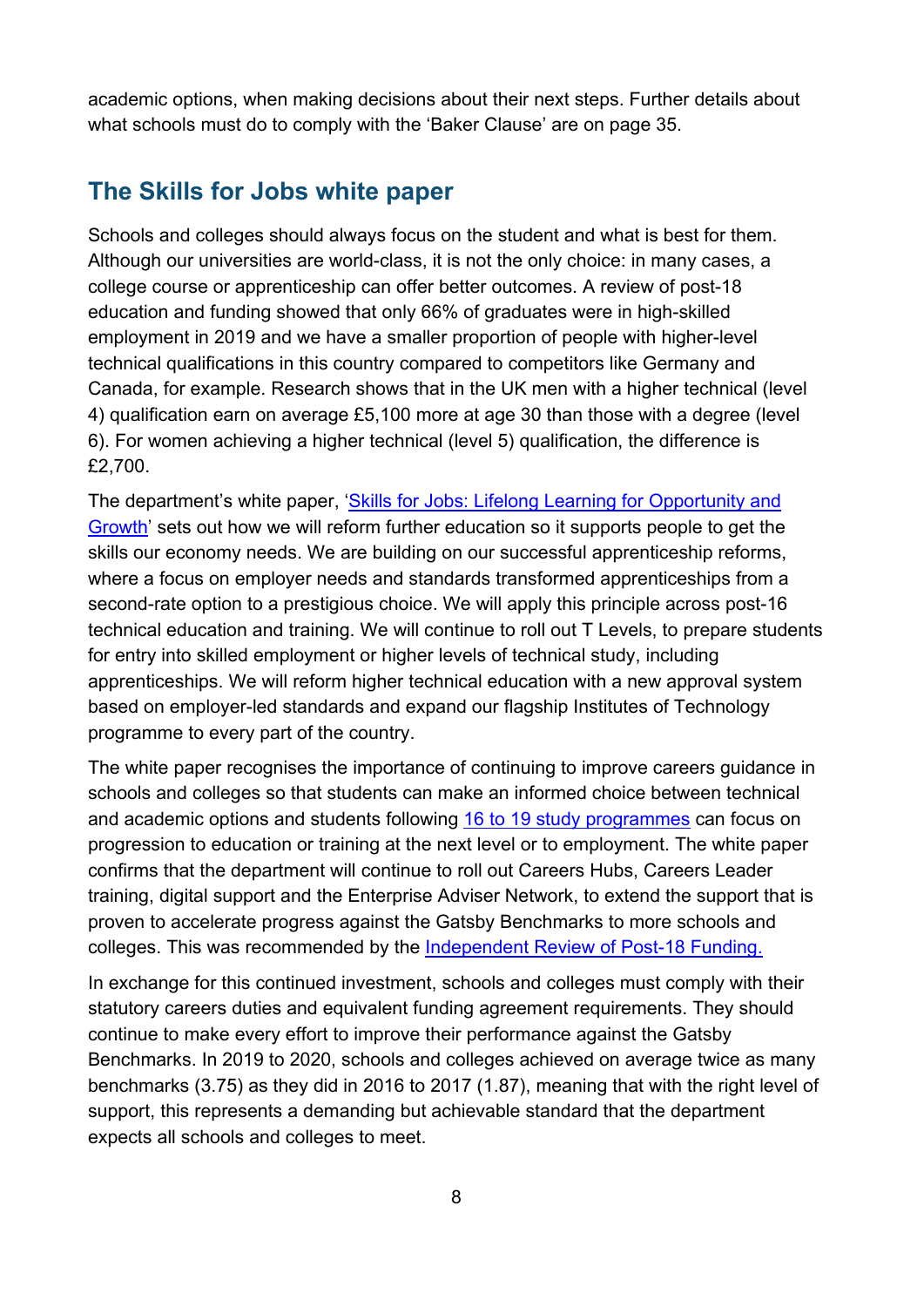academic options, when making decisions about their next steps. Further details about what schools must do to comply with the 'Baker Clause' are on page 35.

## The Skills for Jobs white paper

Schools and colleges should always focus on the student and what is best for them. Although our universities are world-class, it is not the only choice: in many cases, a college course or apprenticeship can offer better outcomes. A review of post-18 education and funding showed that only 66% of graduates were in high-skilled employment in 2019 and we have a smaller proportion of people with higher-level technical qualifications in this country compared to competitors like Germany and Canada, for example. Research shows that in the UK men with a higher technical (level 4) qualification earn on average £5,100 more at age 30 than those with a degree (level 6). For women achieving a higher technical (level 5) qualification, the difference is £2,700.

The department's white paper, 'Skills for Jobs: Lifelong Learning for Opportunity and Growth' sets out how we will reform further education so it supports people to get the skills our economy needs. We are building on our successful apprenticeship reforms, where a focus on employer needs and standards transformed apprenticeships from a second-rate option to a prestigious choice. We will apply this principle across post-16 technical education and training. We will continue to roll out T Levels, to prepare students for entry into skilled employment or higher levels of technical study, including apprenticeships. We will reform higher technical education with a new approval system based on employer-led standards and expand our flagship Institutes of Technology programme to every part of the country.

The white paper recognises the importance of continuing to improve careers guidance in schools and colleges so that students can make an informed choice between technical and academic options and students following 16 to 19 study programmes can focus on progression to education or training at the next level or to employment. The white paper confirms that the department will continue to roll out Careers Hubs, Careers Leader training, digital support and the Enterprise Adviser Network, to extend the support that is proven to accelerate progress against the Gatsby Benchmarks to more schools and colleges. This was recommended by the Independent Review of Post-18 Funding.

In exchange for this continued investment, schools and colleges must comply with their statutory careers duties and equivalent funding agreement requirements. They should continue to make every effort to improve their performance against the Gatsby Benchmarks. In 2019 to 2020, schools and colleges achieved on average twice as many benchmarks (3.75) as they did in 2016 to 2017 (1.87), meaning that with the right level of support, this represents a demanding but achievable standard that the department expects all schools and colleges to meet.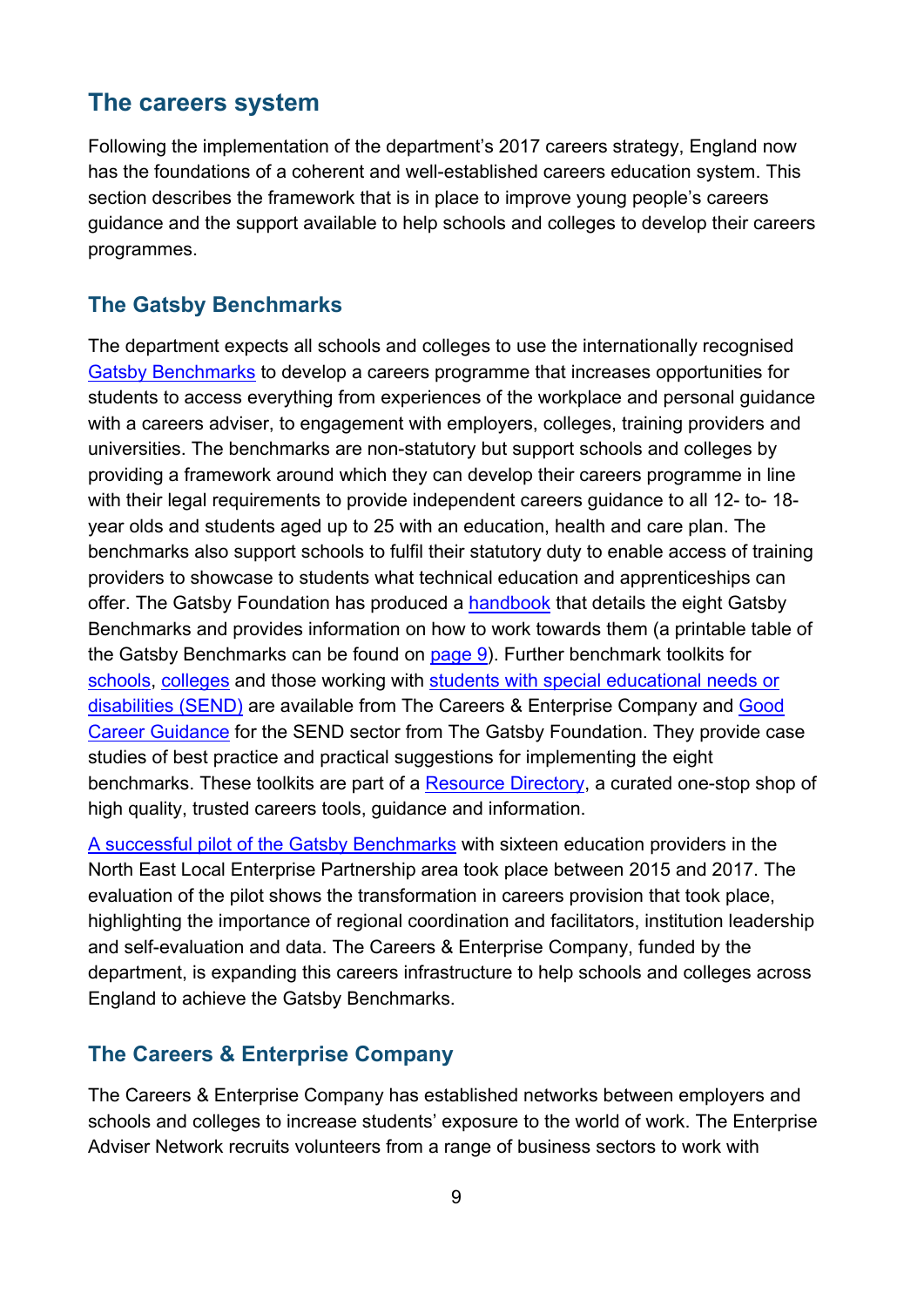## The careers system

Following the implementation of the department's 2017 careers strategy, England now has the foundations of a coherent and well-established careers education system. This section describes the framework that is in place to improve young people's careers guidance and the support available to help schools and colleges to develop their careers programmes.

### The Gatsby Benchmarks

The department expects all schools and colleges to use the internationally recognised Gatsby Benchmarks to develop a careers programme that increases opportunities for students to access everything from experiences of the workplace and personal guidance with a careers adviser, to engagement with employers, colleges, training providers and universities. The benchmarks are non-statutory but support schools and colleges by providing a framework around which they can develop their careers programme in line with their legal requirements to provide independent careers guidance to all 12- to- 18-year olds and students aged up to 25 with an education, health and care plan. The benchmarks also support schools to fulfil their statutory duty to enable access of training providers to showcase to students what technical education and apprenticeships can offer. The Gatsby Foundation has produced a handbook that details the eight Gatsby Benchmarks and provides information on how to work towards them (a printable table of the Gatsby Benchmarks can be found on page 9). Further benchmark toolkits for schools, colleges and those working with students with special educational needs or disabilities (SEND) are available from The Careers & Enterprise Company and Good Career Guidance for the SEND sector from The Gatsby Foundation. They provide case studies of best practice and practical suggestions for implementing the eight benchmarks. These toolkits are part of a Resource Directory, a curated one-stop shop of high quality, trusted careers tools, guidance and information.

A successful pilot of the Gatsby Benchmarks with sixteen education providers in the North East Local Enterprise Partnership area took place between 2015 and 2017. The evaluation of the pilot shows the transformation in careers provision that took place, highlighting the importance of regional coordination and facilitators, institution leadership and self-evaluation and data. The Careers & Enterprise Company, funded by the department, is expanding this careers infrastructure to help schools and colleges across England to achieve the Gatsby Benchmarks.

### The Careers & Enterprise Company

The Careers & Enterprise Company has established networks between employers and schools and colleges to increase students' exposure to the world of work. The Enterprise Adviser Network recruits volunteers from a range of business sectors to work with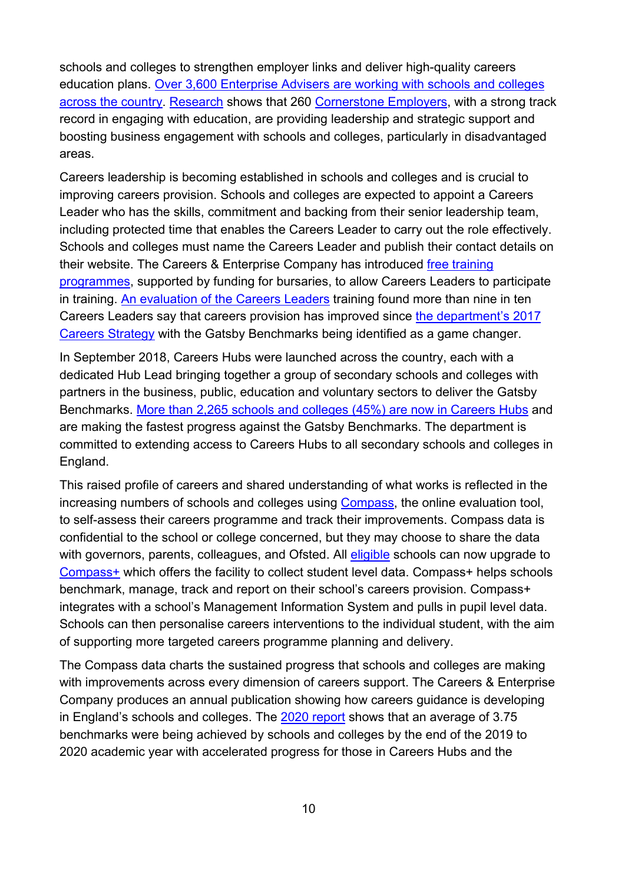schools and colleges to strengthen employer links and deliver high-quality careers education plans. Over 3,600 Enterprise Advisers are working with schools and colleges across the country. Research shows that 260 Cornerstone Employers, with a strong track record in engaging with education, are providing leadership and strategic support and boosting business engagement with schools and colleges, particularly in disadvantaged areas.

Careers leadership is becoming established in schools and colleges and is crucial to improving careers provision. Schools and colleges are expected to appoint a Careers Leader who has the skills, commitment and backing from their senior leadership team, including protected time that enables the Careers Leader to carry out the role effectively. Schools and colleges must name the Careers Leader and publish their contact details on their website. The Careers & Enterprise Company has introduced free training programmes, supported by funding for bursaries, to allow Careers Leaders to participate in training. An evaluation of the Careers Leaders training found more than nine in ten Careers Leaders say that careers provision has improved since the department's 2017 Careers Strategy with the Gatsby Benchmarks being identified as a game changer.

In September 2018, Careers Hubs were launched across the country, each with a dedicated Hub Lead bringing together a group of secondary schools and colleges with partners in the business, public, education and voluntary sectors to deliver the Gatsby Benchmarks. More than 2,265 schools and colleges (45%) are now in Careers Hubs and are making the fastest progress against the Gatsby Benchmarks. The department is committed to extending access to Careers Hubs to all secondary schools and colleges in England.

This raised profile of careers and shared understanding of what works is reflected in the increasing numbers of schools and colleges using Compass, the online evaluation tool, to self-assess their careers programme and track their improvements. Compass data is confidential to the school or college concerned, but they may choose to share the data with governors, parents, colleagues, and Ofsted. All eligible schools can now upgrade to Compass+ which offers the facility to collect student level data. Compass+ helps schools benchmark, manage, track and report on their school's careers provision. Compass+ integrates with a school's Management Information System and pulls in pupil level data. Schools can then personalise careers interventions to the individual student, with the aim of supporting more targeted careers programme planning and delivery.

The Compass data charts the sustained progress that schools and colleges are making with improvements across every dimension of careers support. The Careers & Enterprise Company produces an annual publication showing how careers guidance is developing in England's schools and colleges. The 2020 report shows that an average of 3.75 benchmarks were being achieved by schools and colleges by the end of the 2019 to 2020 academic year with accelerated progress for those in Careers Hubs and the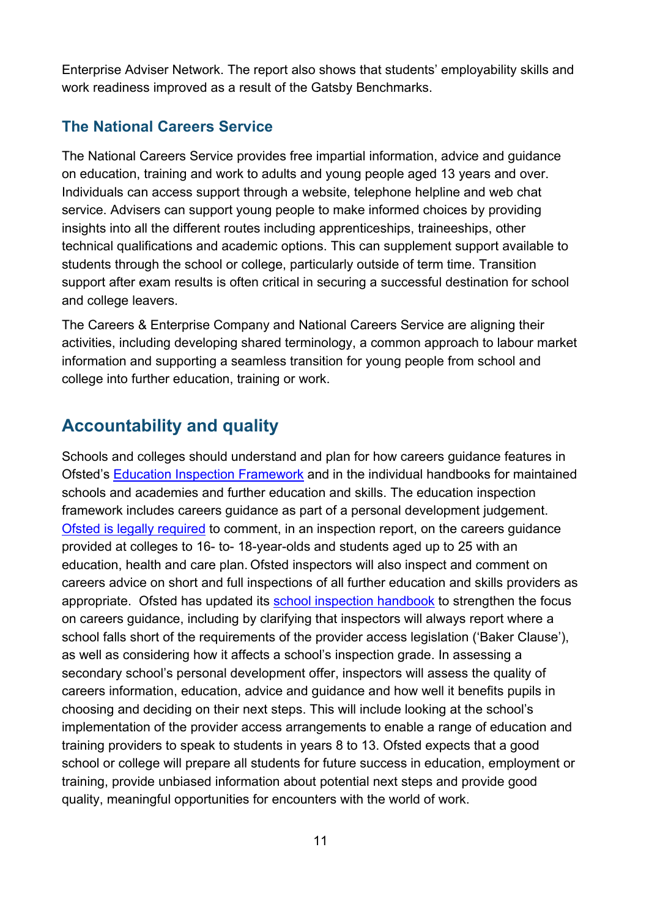Enterprise Adviser Network. The report also shows that students' employability skills and work readiness improved as a result of the Gatsby Benchmarks.

### The National Careers Service

The National Careers Service provides free impartial information, advice and guidance on education, training and work to adults and young people aged 13 years and over. Individuals can access support through a website, telephone helpline and web chat service. Advisers can support young people to make informed choices by providing insights into all the different routes including apprenticeships, traineeships, other technical qualifications and academic options. This can supplement support available to students through the school or college, particularly outside of term time. Transition support after exam results is often critical in securing a successful destination for school and college leavers.

The Careers & Enterprise Company and National Careers Service are aligning their activities, including developing shared terminology, a common approach to labour market information and supporting a seamless transition for young people from school and college into further education, training or work.

## Accountability and quality

Schools and colleges should understand and plan for how careers guidance features in Ofsted's Education Inspection Framework and in the individual handbooks for maintained schools and academies and further education and skills. The education inspection framework includes careers guidance as part of a personal development judgement. Ofsted is legally required to comment, in an inspection report, on the careers guidance provided at colleges to 16- to- 18-year-olds and students aged up to 25 with an education, health and care plan. Ofsted inspectors will also inspect and comment on careers advice on short and full inspections of all further education and skills providers as appropriate. Ofsted has updated its school inspection handbook to strengthen the focus on careers guidance, including by clarifying that inspectors will always report where a school falls short of the requirements of the provider access legislation ('Baker Clause'), as well as considering how it affects a school's inspection grade. In assessing a secondary school's personal development offer, inspectors will assess the quality of careers information, education, advice and guidance and how well it benefits pupils in choosing and deciding on their next steps. This will include looking at the school's implementation of the provider access arrangements to enable a range of education and training providers to speak to students in years 8 to 13. Ofsted expects that a good school or college will prepare all students for future success in education, employment or training, provide unbiased information about potential next steps and provide good quality, meaningful opportunities for encounters with the world of work.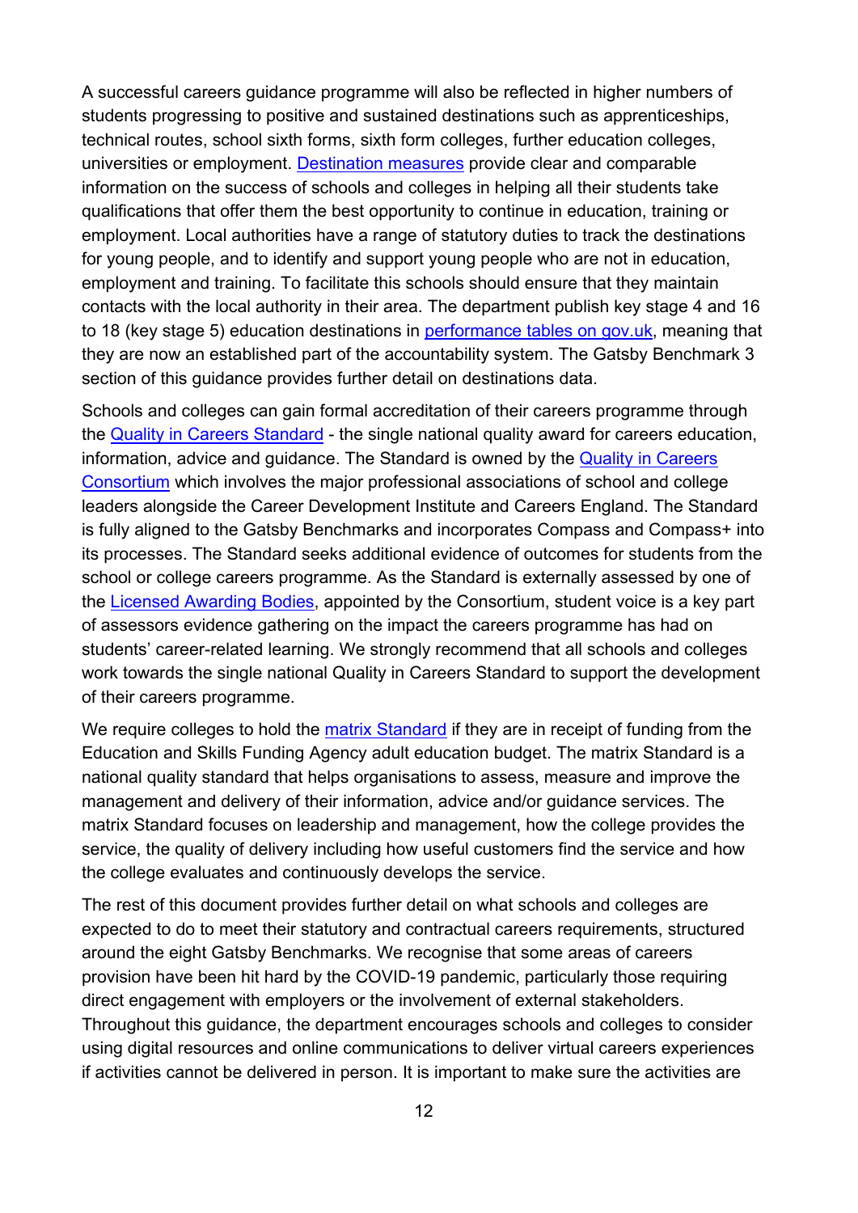A successful careers guidance programme will also be reflected in higher numbers of students progressing to positive and sustained destinations such as apprenticeships, technical routes, school sixth forms, sixth form colleges, further education colleges, universities or employment. Destination measures provide clear and comparable information on the success of schools and colleges in helping all their students take qualifications that offer them the best opportunity to continue in education, training or employment. Local authorities have a range of statutory duties to track the destinations for young people, and to identify and support young people who are not in education, employment and training. To facilitate this schools should ensure that they maintain contacts with the local authority in their area. The department publish key stage 4 and 16 to 18 (key stage 5) education destinations in performance tables on gov.uk, meaning that they are now an established part of the accountability system. The Gatsby Benchmark 3 section of this guidance provides further detail on destinations data.

Schools and colleges can gain formal accreditation of their careers programme through the Quality in Careers Standard - the single national quality award for careers education, information, advice and guidance. The Standard is owned by the Quality in Careers Consortium which involves the major professional associations of school and college leaders alongside the Career Development Institute and Careers England. The Standard is fully aligned to the Gatsby Benchmarks and incorporates Compass and Compass+ into its processes. The Standard seeks additional evidence of outcomes for students from the school or college careers programme. As the Standard is externally assessed by one of the Licensed Awarding Bodies, appointed by the Consortium, student voice is a key part of assessors evidence gathering on the impact the careers programme has had on students' career-related learning. We strongly recommend that all schools and colleges work towards the single national Quality in Careers Standard to support the development of their careers programme.

We require colleges to hold the matrix Standard if they are in receipt of funding from the Education and Skills Funding Agency adult education budget. The matrix Standard is a national quality standard that helps organisations to assess, measure and improve the management and delivery of their information, advice and/or guidance services. The matrix Standard focuses on leadership and management, how the college provides the service, the quality of delivery including how useful customers find the service and how the college evaluates and continuously develops the service.

The rest of this document provides further detail on what schools and colleges are expected to do to meet their statutory and contractual careers requirements, structured around the eight Gatsby Benchmarks. We recognise that some areas of careers provision have been hit hard by the COVID-19 pandemic, particularly those requiring direct engagement with employers or the involvement of external stakeholders. Throughout this guidance, the department encourages schools and colleges to consider using digital resources and online communications to deliver virtual careers experiences if activities cannot be delivered in person. It is important to make sure the activities are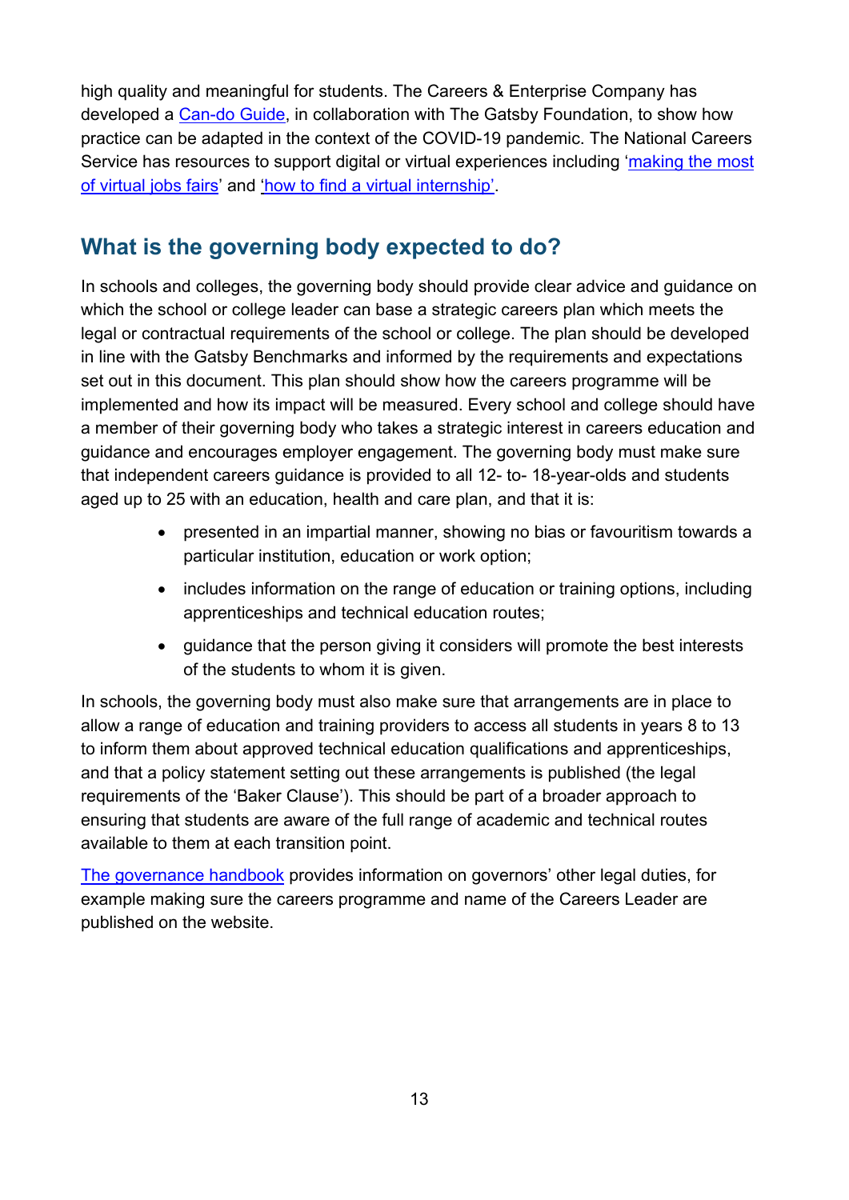high quality and meaningful for students. The Careers & Enterprise Company has developed a [Can-do Guide](), in collaboration with The Gatsby Foundation, to show how practice can be adapted in the context of the COVID-19 pandemic. The National Careers Service has resources to support digital or virtual experiences including '[making the most of virtual jobs fairs]()' and '[how to find a virtual internship]()'.

## What is the governing body expected to do?

In schools and colleges, the governing body should provide clear advice and guidance on which the school or college leader can base a strategic careers plan which meets the legal or contractual requirements of the school or college. The plan should be developed in line with the Gatsby Benchmarks and informed by the requirements and expectations set out in this document. This plan should show how the careers programme will be implemented and how its impact will be measured. Every school and college should have a member of their governing body who takes a strategic interest in careers education and guidance and encourages employer engagement. The governing body must make sure that independent careers guidance is provided to all 12- to- 18-year-olds and students aged up to 25 with an education, health and care plan, and that it is:

- presented in an impartial manner, showing no bias or favouritism towards a particular institution, education or work option;
- includes information on the range of education or training options, including apprenticeships and technical education routes;
- guidance that the person giving it considers will promote the best interests of the students to whom it is given.

In schools, the governing body must also make sure that arrangements are in place to allow a range of education and training providers to access all students in years 8 to 13 to inform them about approved technical education qualifications and apprenticeships, and that a policy statement setting out these arrangements is published (the legal requirements of the 'Baker Clause'). This should be part of a broader approach to ensuring that students are aware of the full range of academic and technical routes available to them at each transition point.

[The governance handbook]() provides information on governors' other legal duties, for example making sure the careers programme and name of the Careers Leader are published on the website.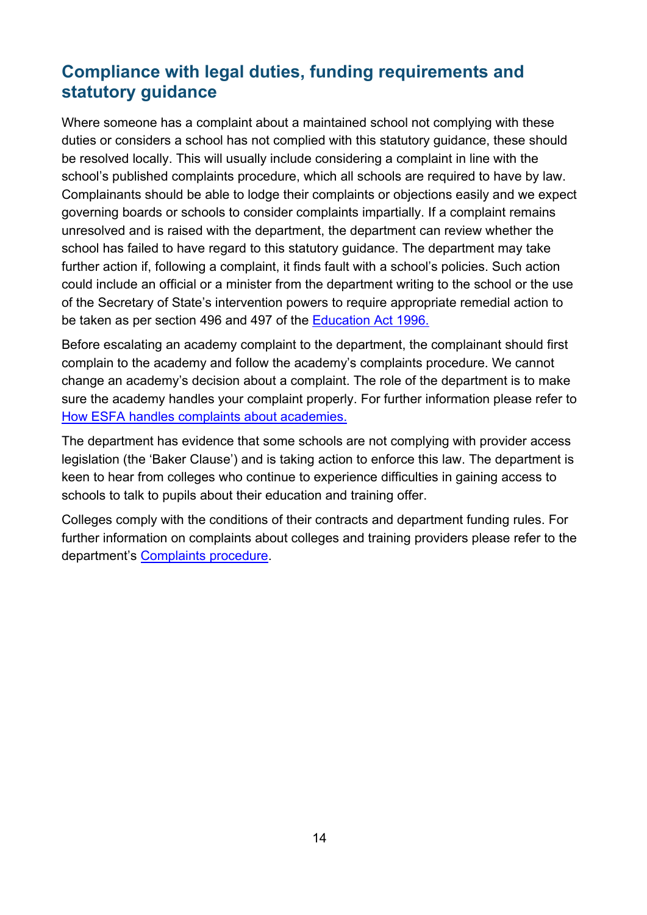## Compliance with legal duties, funding requirements and statutory guidance

Where someone has a complaint about a maintained school not complying with these duties or considers a school has not complied with this statutory guidance, these should be resolved locally. This will usually include considering a complaint in line with the school's published complaints procedure, which all schools are required to have by law. Complainants should be able to lodge their complaints or objections easily and we expect governing boards or schools to consider complaints impartially. If a complaint remains unresolved and is raised with the department, the department can review whether the school has failed to have regard to this statutory guidance. The department may take further action if, following a complaint, it finds fault with a school's policies. Such action could include an official or a minister from the department writing to the school or the use of the Secretary of State's intervention powers to require appropriate remedial action to be taken as per section 496 and 497 of the Education Act 1996.

Before escalating an academy complaint to the department, the complainant should first complain to the academy and follow the academy's complaints procedure. We cannot change an academy's decision about a complaint. The role of the department is to make sure the academy handles your complaint properly. For further information please refer to How ESFA handles complaints about academies.

The department has evidence that some schools are not complying with provider access legislation (the 'Baker Clause') and is taking action to enforce this law. The department is keen to hear from colleges who continue to experience difficulties in gaining access to schools to talk to pupils about their education and training offer.

Colleges comply with the conditions of their contracts and department funding rules. For further information on complaints about colleges and training providers please refer to the department's Complaints procedure.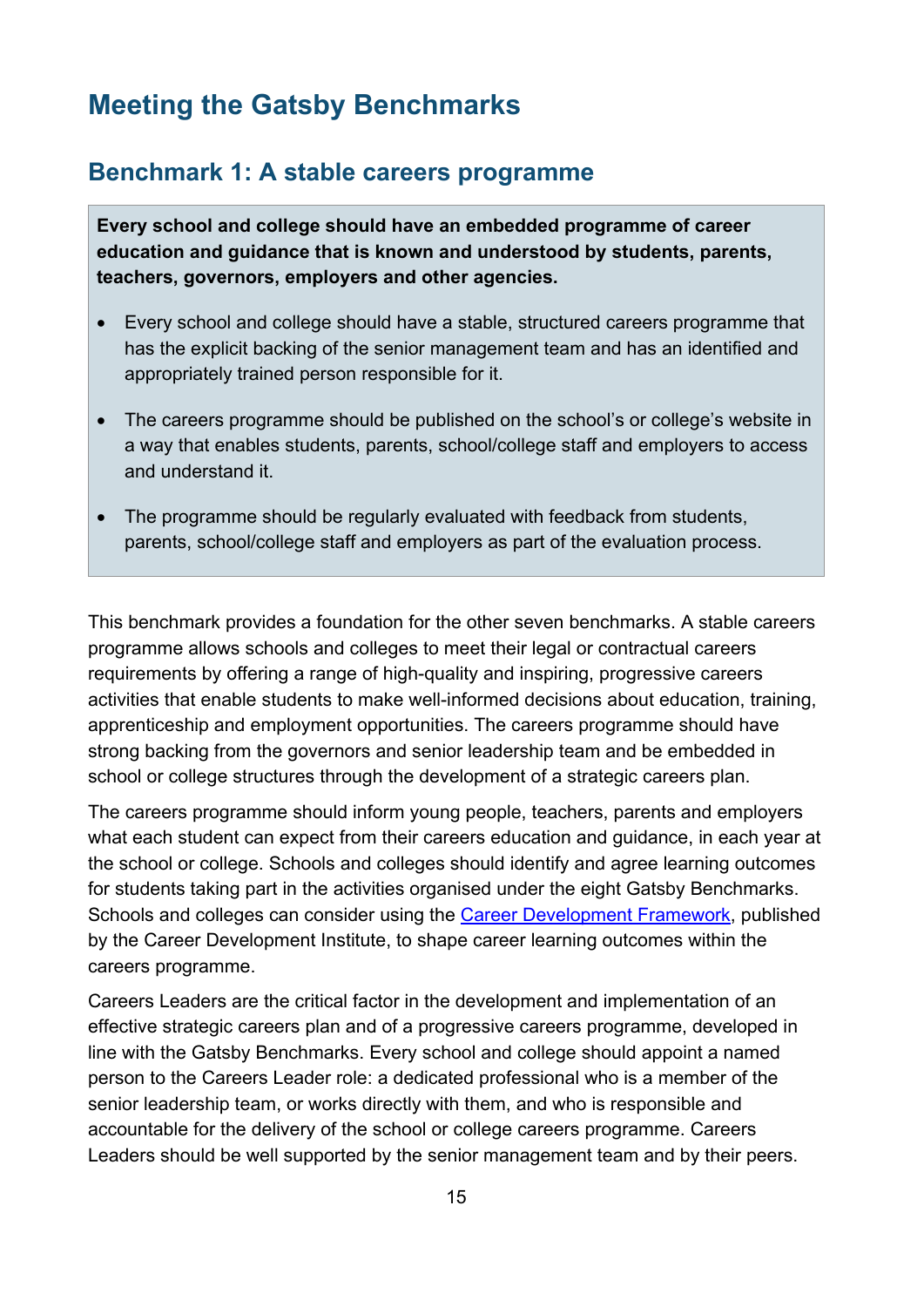# Meeting the Gatsby Benchmarks

## Benchmark 1: A stable careers programme

**Every school and college should have an embedded programme of career education and guidance that is known and understood by students, parents, teachers, governors, employers and other agencies.**

- Every school and college should have a stable, structured careers programme that has the explicit backing of the senior management team and has an identified and appropriately trained person responsible for it.
- The careers programme should be published on the school's or college's website in a way that enables students, parents, school/college staff and employers to access and understand it.
- The programme should be regularly evaluated with feedback from students, parents, school/college staff and employers as part of the evaluation process.

This benchmark provides a foundation for the other seven benchmarks. A stable careers programme allows schools and colleges to meet their legal or contractual careers requirements by offering a range of high-quality and inspiring, progressive careers activities that enable students to make well-informed decisions about education, training, apprenticeship and employment opportunities. The careers programme should have strong backing from the governors and senior leadership team and be embedded in school or college structures through the development of a strategic careers plan.

The careers programme should inform young people, teachers, parents and employers what each student can expect from their careers education and guidance, in each year at the school or college. Schools and colleges should identify and agree learning outcomes for students taking part in the activities organised under the eight Gatsby Benchmarks. Schools and colleges can consider using the [Career Development Framework](), published by the Career Development Institute, to shape career learning outcomes within the careers programme.

Careers Leaders are the critical factor in the development and implementation of an effective strategic careers plan and of a progressive careers programme, developed in line with the Gatsby Benchmarks. Every school and college should appoint a named person to the Careers Leader role: a dedicated professional who is a member of the senior leadership team, or works directly with them, and who is responsible and accountable for the delivery of the school or college careers programme. Careers Leaders should be well supported by the senior management team and by their peers.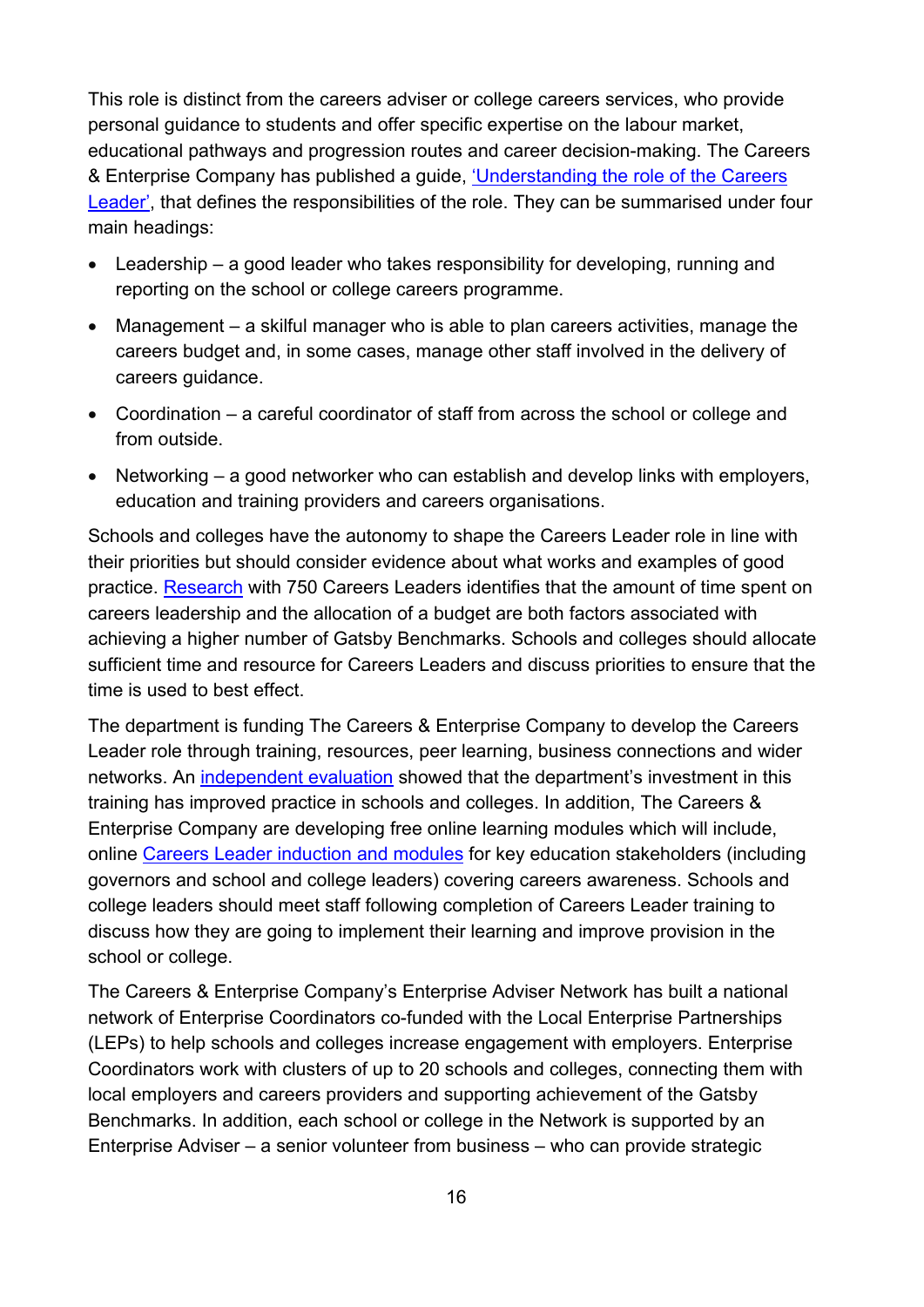This role is distinct from the careers adviser or college careers services, who provide personal guidance to students and offer specific expertise on the labour market, educational pathways and progression routes and career decision-making. The Careers & Enterprise Company has published a guide, 'Understanding the role of the Careers Leader', that defines the responsibilities of the role. They can be summarised under four main headings:

- Leadership – a good leader who takes responsibility for developing, running and reporting on the school or college careers programme.
- Management – a skilful manager who is able to plan careers activities, manage the careers budget and, in some cases, manage other staff involved in the delivery of careers guidance.
- Coordination – a careful coordinator of staff from across the school or college and from outside.
- Networking – a good networker who can establish and develop links with employers, education and training providers and careers organisations.

Schools and colleges have the autonomy to shape the Careers Leader role in line with their priorities but should consider evidence about what works and examples of good practice. Research with 750 Careers Leaders identifies that the amount of time spent on careers leadership and the allocation of a budget are both factors associated with achieving a higher number of Gatsby Benchmarks. Schools and colleges should allocate sufficient time and resource for Careers Leaders and discuss priorities to ensure that the time is used to best effect.

The department is funding The Careers & Enterprise Company to develop the Careers Leader role through training, resources, peer learning, business connections and wider networks. An independent evaluation showed that the department's investment in this training has improved practice in schools and colleges. In addition, The Careers & Enterprise Company are developing free online learning modules which will include, online Careers Leader induction and modules for key education stakeholders (including governors and school and college leaders) covering careers awareness. Schools and college leaders should meet staff following completion of Careers Leader training to discuss how they are going to implement their learning and improve provision in the school or college.

The Careers & Enterprise Company's Enterprise Adviser Network has built a national network of Enterprise Coordinators co-funded with the Local Enterprise Partnerships (LEPs) to help schools and colleges increase engagement with employers. Enterprise Coordinators work with clusters of up to 20 schools and colleges, connecting them with local employers and careers providers and supporting achievement of the Gatsby Benchmarks. In addition, each school or college in the Network is supported by an Enterprise Adviser – a senior volunteer from business – who can provide strategic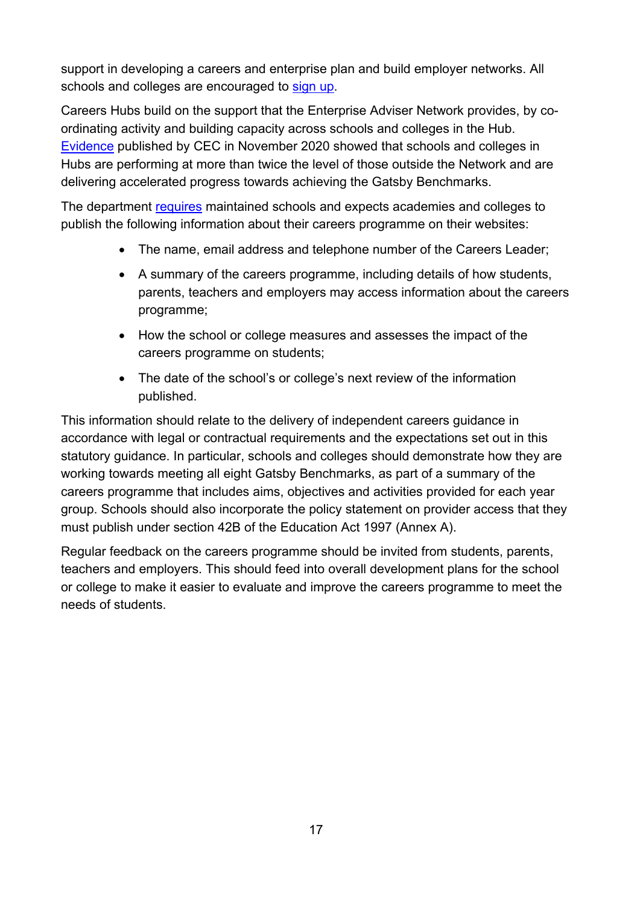support in developing a careers and enterprise plan and build employer networks. All schools and colleges are encouraged to sign up.

Careers Hubs build on the support that the Enterprise Adviser Network provides, by co-ordinating activity and building capacity across schools and colleges in the Hub. Evidence published by CEC in November 2020 showed that schools and colleges in Hubs are performing at more than twice the level of those outside the Network and are delivering accelerated progress towards achieving the Gatsby Benchmarks.

The department requires maintained schools and expects academies and colleges to publish the following information about their careers programme on their websites:

- The name, email address and telephone number of the Careers Leader;
- A summary of the careers programme, including details of how students, parents, teachers and employers may access information about the careers programme;
- How the school or college measures and assesses the impact of the careers programme on students;
- The date of the school's or college's next review of the information published.

This information should relate to the delivery of independent careers guidance in accordance with legal or contractual requirements and the expectations set out in this statutory guidance. In particular, schools and colleges should demonstrate how they are working towards meeting all eight Gatsby Benchmarks, as part of a summary of the careers programme that includes aims, objectives and activities provided for each year group. Schools should also incorporate the policy statement on provider access that they must publish under section 42B of the Education Act 1997 (Annex A).

Regular feedback on the careers programme should be invited from students, parents, teachers and employers. This should feed into overall development plans for the school or college to make it easier to evaluate and improve the careers programme to meet the needs of students.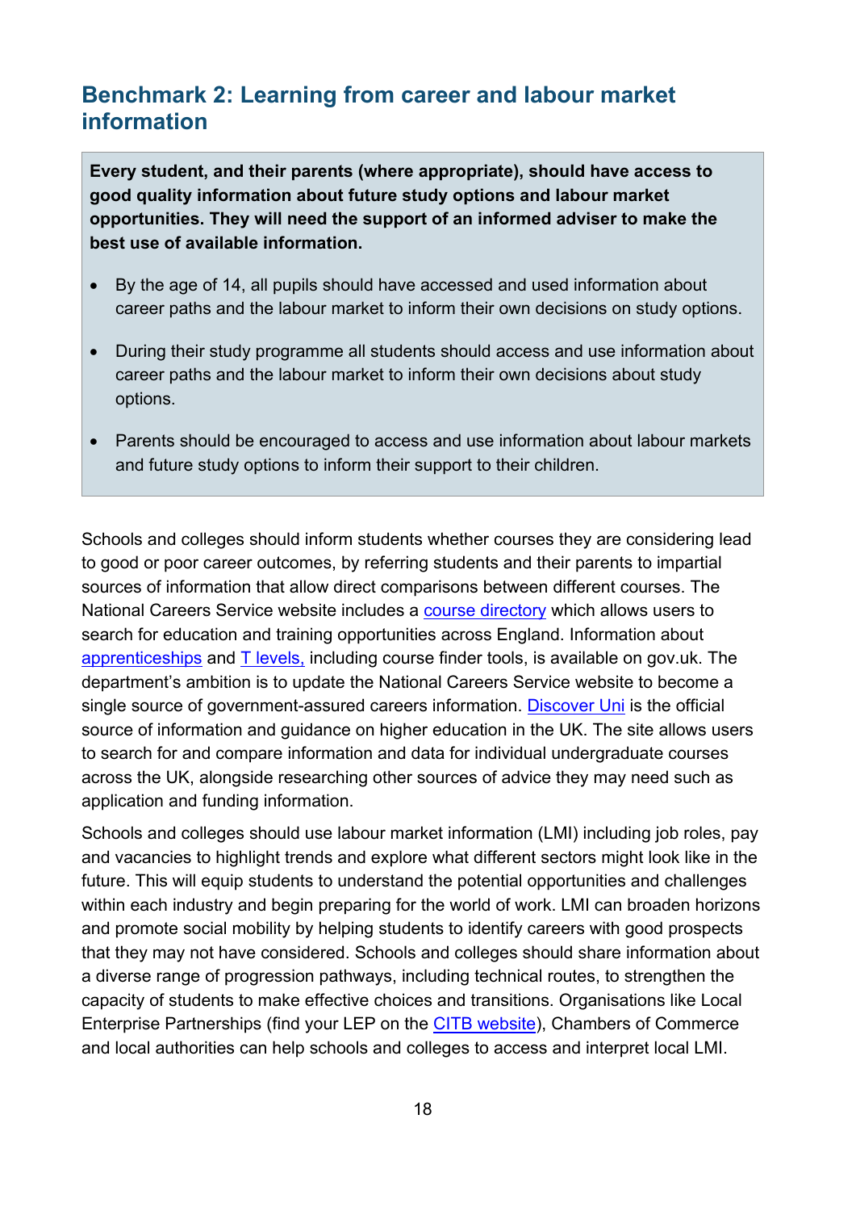## Benchmark 2: Learning from career and labour market information

**Every student, and their parents (where appropriate), should have access to good quality information about future study options and labour market opportunities. They will need the support of an informed adviser to make the best use of available information.**

- By the age of 14, all pupils should have accessed and used information about career paths and the labour market to inform their own decisions on study options.
- During their study programme all students should access and use information about career paths and the labour market to inform their own decisions about study options.
- Parents should be encouraged to access and use information about labour markets and future study options to inform their support to their children.

Schools and colleges should inform students whether courses they are considering lead to good or poor career outcomes, by referring students and their parents to impartial sources of information that allow direct comparisons between different courses. The National Careers Service website includes a course directory which allows users to search for education and training opportunities across England. Information about apprenticeships and T levels, including course finder tools, is available on gov.uk. The department's ambition is to update the National Careers Service website to become a single source of government-assured careers information. Discover Uni is the official source of information and guidance on higher education in the UK. The site allows users to search for and compare information and data for individual undergraduate courses across the UK, alongside researching other sources of advice they may need such as application and funding information.

Schools and colleges should use labour market information (LMI) including job roles, pay and vacancies to highlight trends and explore what different sectors might look like in the future. This will equip students to understand the potential opportunities and challenges within each industry and begin preparing for the world of work. LMI can broaden horizons and promote social mobility by helping students to identify careers with good prospects that they may not have considered. Schools and colleges should share information about a diverse range of progression pathways, including technical routes, to strengthen the capacity of students to make effective choices and transitions. Organisations like Local Enterprise Partnerships (find your LEP on the CITB website), Chambers of Commerce and local authorities can help schools and colleges to access and interpret local LMI.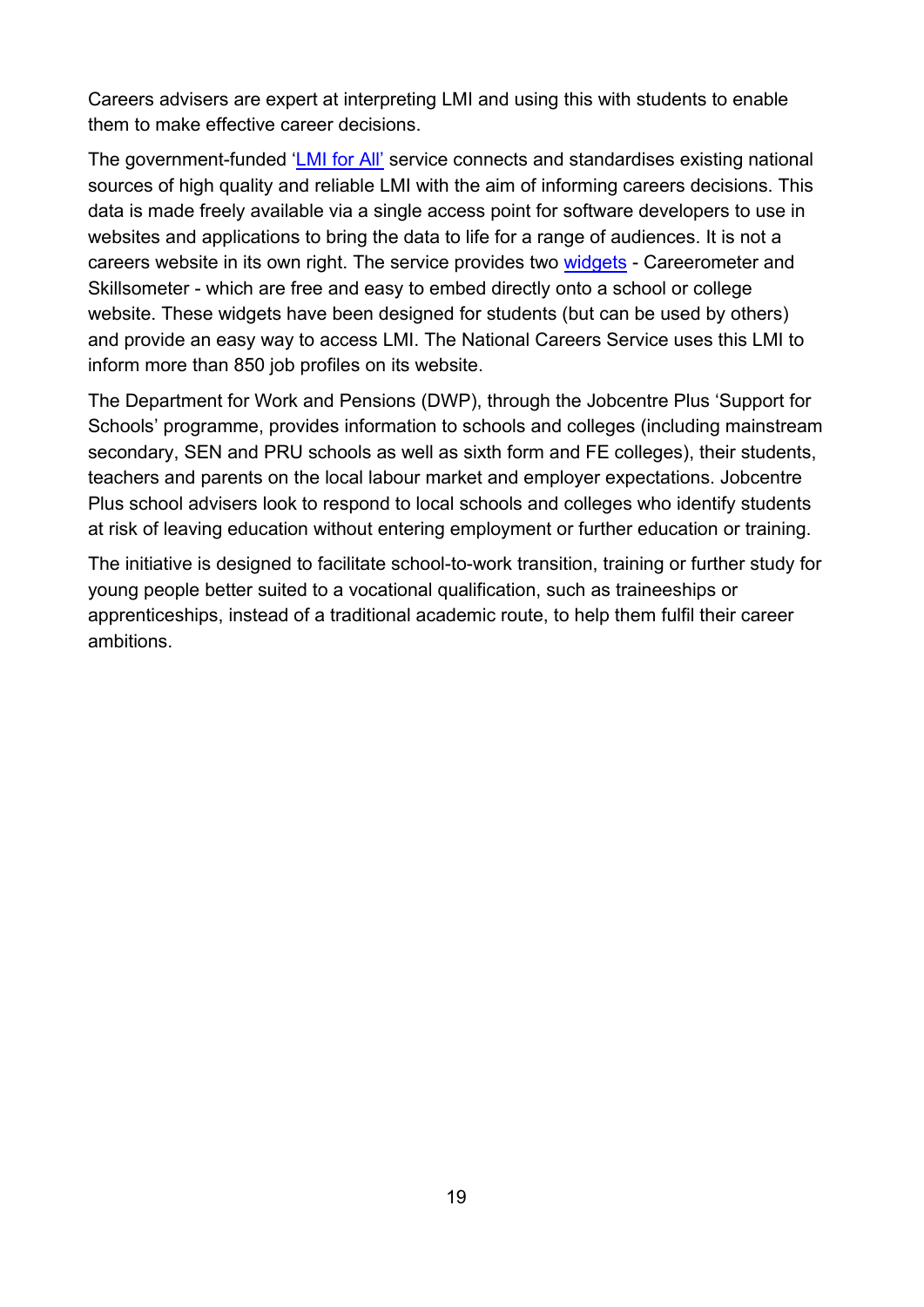Careers advisers are expert at interpreting LMI and using this with students to enable them to make effective career decisions.

The government-funded 'LMI for All' service connects and standardises existing national sources of high quality and reliable LMI with the aim of informing careers decisions. This data is made freely available via a single access point for software developers to use in websites and applications to bring the data to life for a range of audiences. It is not a careers website in its own right. The service provides two widgets - Careerometer and Skillsometer - which are free and easy to embed directly onto a school or college website. These widgets have been designed for students (but can be used by others) and provide an easy way to access LMI. The National Careers Service uses this LMI to inform more than 850 job profiles on its website.

The Department for Work and Pensions (DWP), through the Jobcentre Plus 'Support for Schools' programme, provides information to schools and colleges (including mainstream secondary, SEN and PRU schools as well as sixth form and FE colleges), their students, teachers and parents on the local labour market and employer expectations. Jobcentre Plus school advisers look to respond to local schools and colleges who identify students at risk of leaving education without entering employment or further education or training.

The initiative is designed to facilitate school-to-work transition, training or further study for young people better suited to a vocational qualification, such as traineeships or apprenticeships, instead of a traditional academic route, to help them fulfil their career ambitions.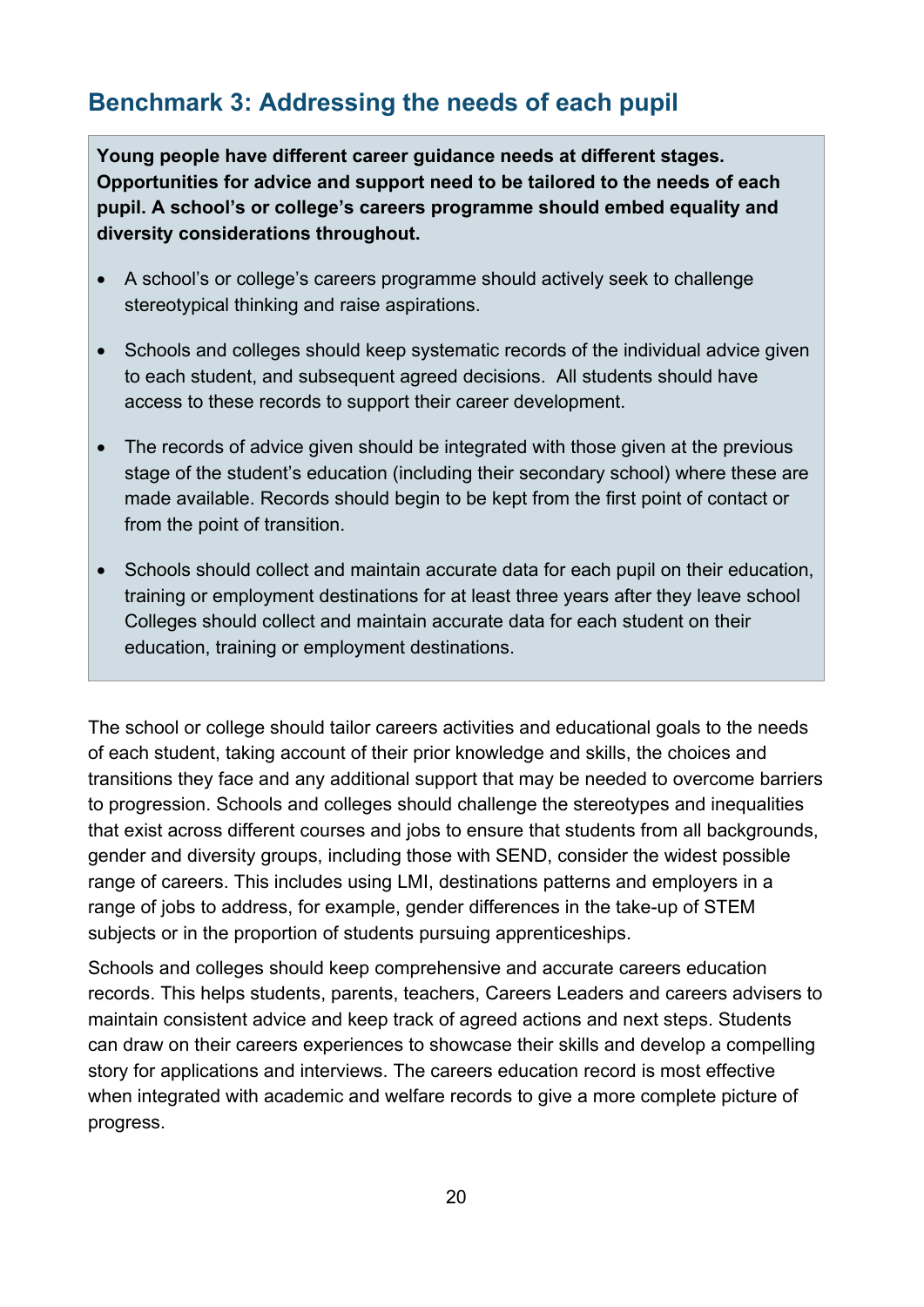## Benchmark 3: Addressing the needs of each pupil

**Young people have different career guidance needs at different stages. Opportunities for advice and support need to be tailored to the needs of each pupil. A school's or college's careers programme should embed equality and diversity considerations throughout.**

- A school's or college's careers programme should actively seek to challenge stereotypical thinking and raise aspirations.
- Schools and colleges should keep systematic records of the individual advice given to each student, and subsequent agreed decisions. All students should have access to these records to support their career development.
- The records of advice given should be integrated with those given at the previous stage of the student's education (including their secondary school) where these are made available. Records should begin to be kept from the first point of contact or from the point of transition.
- Schools should collect and maintain accurate data for each pupil on their education, training or employment destinations for at least three years after they leave school Colleges should collect and maintain accurate data for each student on their education, training or employment destinations.

The school or college should tailor careers activities and educational goals to the needs of each student, taking account of their prior knowledge and skills, the choices and transitions they face and any additional support that may be needed to overcome barriers to progression. Schools and colleges should challenge the stereotypes and inequalities that exist across different courses and jobs to ensure that students from all backgrounds, gender and diversity groups, including those with SEND, consider the widest possible range of careers. This includes using LMI, destinations patterns and employers in a range of jobs to address, for example, gender differences in the take-up of STEM subjects or in the proportion of students pursuing apprenticeships.

Schools and colleges should keep comprehensive and accurate careers education records. This helps students, parents, teachers, Careers Leaders and careers advisers to maintain consistent advice and keep track of agreed actions and next steps. Students can draw on their careers experiences to showcase their skills and develop a compelling story for applications and interviews. The careers education record is most effective when integrated with academic and welfare records to give a more complete picture of progress.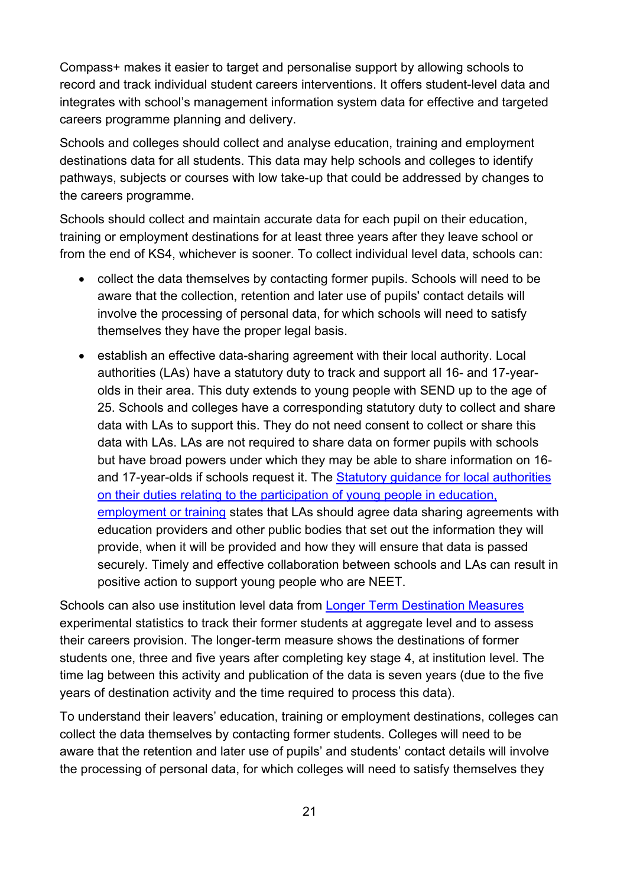Compass+ makes it easier to target and personalise support by allowing schools to record and track individual student careers interventions. It offers student-level data and integrates with school's management information system data for effective and targeted careers programme planning and delivery.

Schools and colleges should collect and analyse education, training and employment destinations data for all students. This data may help schools and colleges to identify pathways, subjects or courses with low take-up that could be addressed by changes to the careers programme.

Schools should collect and maintain accurate data for each pupil on their education, training or employment destinations for at least three years after they leave school or from the end of KS4, whichever is sooner. To collect individual level data, schools can:

- collect the data themselves by contacting former pupils. Schools will need to be aware that the collection, retention and later use of pupils' contact details will involve the processing of personal data, for which schools will need to satisfy themselves they have the proper legal basis.
- establish an effective data-sharing agreement with their local authority. Local authorities (LAs) have a statutory duty to track and support all 16- and 17-year-olds in their area. This duty extends to young people with SEND up to the age of 25. Schools and colleges have a corresponding statutory duty to collect and share data with LAs to support this. They do not need consent to collect or share this data with LAs. LAs are not required to share data on former pupils with schools but have broad powers under which they may be able to share information on 16- and 17-year-olds if schools request it. The [Statutory guidance for local authorities on their duties relating to the participation of young people in education, employment or training]() states that LAs should agree data sharing agreements with education providers and other public bodies that set out the information they will provide, when it will be provided and how they will ensure that data is passed securely. Timely and effective collaboration between schools and LAs can result in positive action to support young people who are NEET.

Schools can also use institution level data from [Longer Term Destination Measures]() experimental statistics to track their former students at aggregate level and to assess their careers provision. The longer-term measure shows the destinations of former students one, three and five years after completing key stage 4, at institution level. The time lag between this activity and publication of the data is seven years (due to the five years of destination activity and the time required to process this data).

To understand their leavers' education, training or employment destinations, colleges can collect the data themselves by contacting former students. Colleges will need to be aware that the retention and later use of pupils' and students' contact details will involve the processing of personal data, for which colleges will need to satisfy themselves they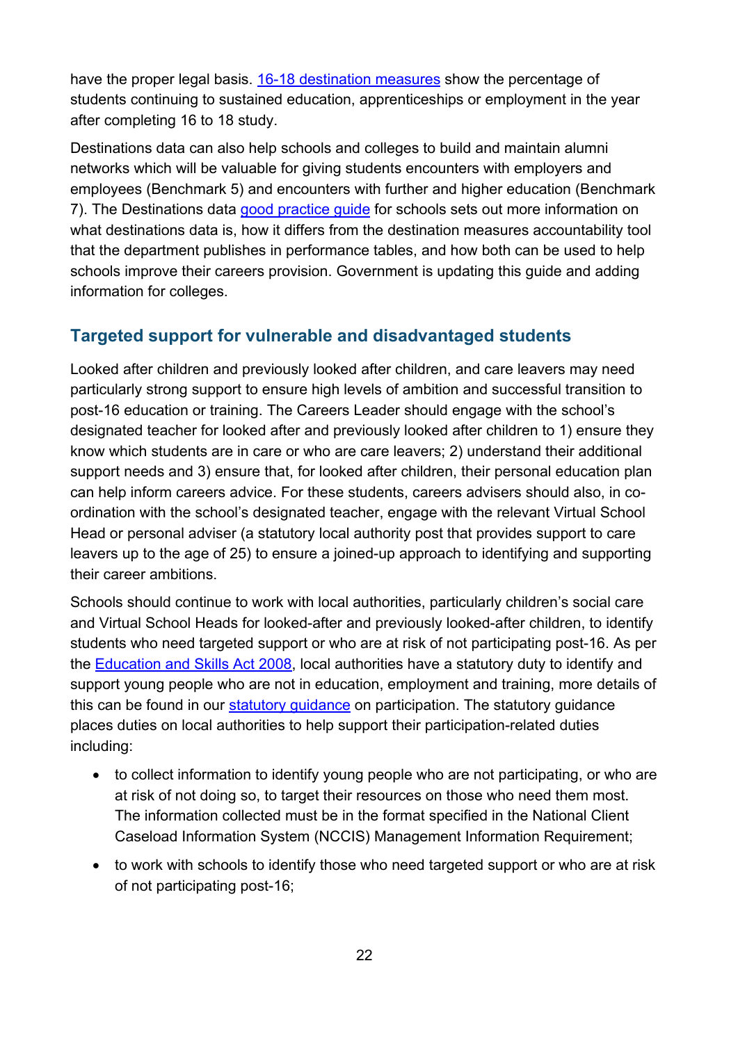have the proper legal basis. [16-18 destination measures](#) show the percentage of students continuing to sustained education, apprenticeships or employment in the year after completing 16 to 18 study.

Destinations data can also help schools and colleges to build and maintain alumni networks which will be valuable for giving students encounters with employers and employees (Benchmark 5) and encounters with further and higher education (Benchmark 7). The Destinations data [good practice guide](#) for schools sets out more information on what destinations data is, how it differs from the destination measures accountability tool that the department publishes in performance tables, and how both can be used to help schools improve their careers provision. Government is updating this guide and adding information for colleges.

## Targeted support for vulnerable and disadvantaged students

Looked after children and previously looked after children, and care leavers may need particularly strong support to ensure high levels of ambition and successful transition to post-16 education or training. The Careers Leader should engage with the school's designated teacher for looked after and previously looked after children to 1) ensure they know which students are in care or who are care leavers; 2) understand their additional support needs and 3) ensure that, for looked after children, their personal education plan can help inform careers advice. For these students, careers advisers should also, in co-ordination with the school's designated teacher, engage with the relevant Virtual School Head or personal adviser (a statutory local authority post that provides support to care leavers up to the age of 25) to ensure a joined-up approach to identifying and supporting their career ambitions.

Schools should continue to work with local authorities, particularly children's social care and Virtual School Heads for looked-after and previously looked-after children, to identify students who need targeted support or who are at risk of not participating post-16. As per the [Education and Skills Act 2008](#), local authorities have a statutory duty to identify and support young people who are not in education, employment and training, more details of this can be found in our [statutory guidance](#) on participation. The statutory guidance places duties on local authorities to help support their participation-related duties including:

- to collect information to identify young people who are not participating, or who are at risk of not doing so, to target their resources on those who need them most. The information collected must be in the format specified in the National Client Caseload Information System (NCCIS) Management Information Requirement;
- to work with schools to identify those who need targeted support or who are at risk of not participating post-16;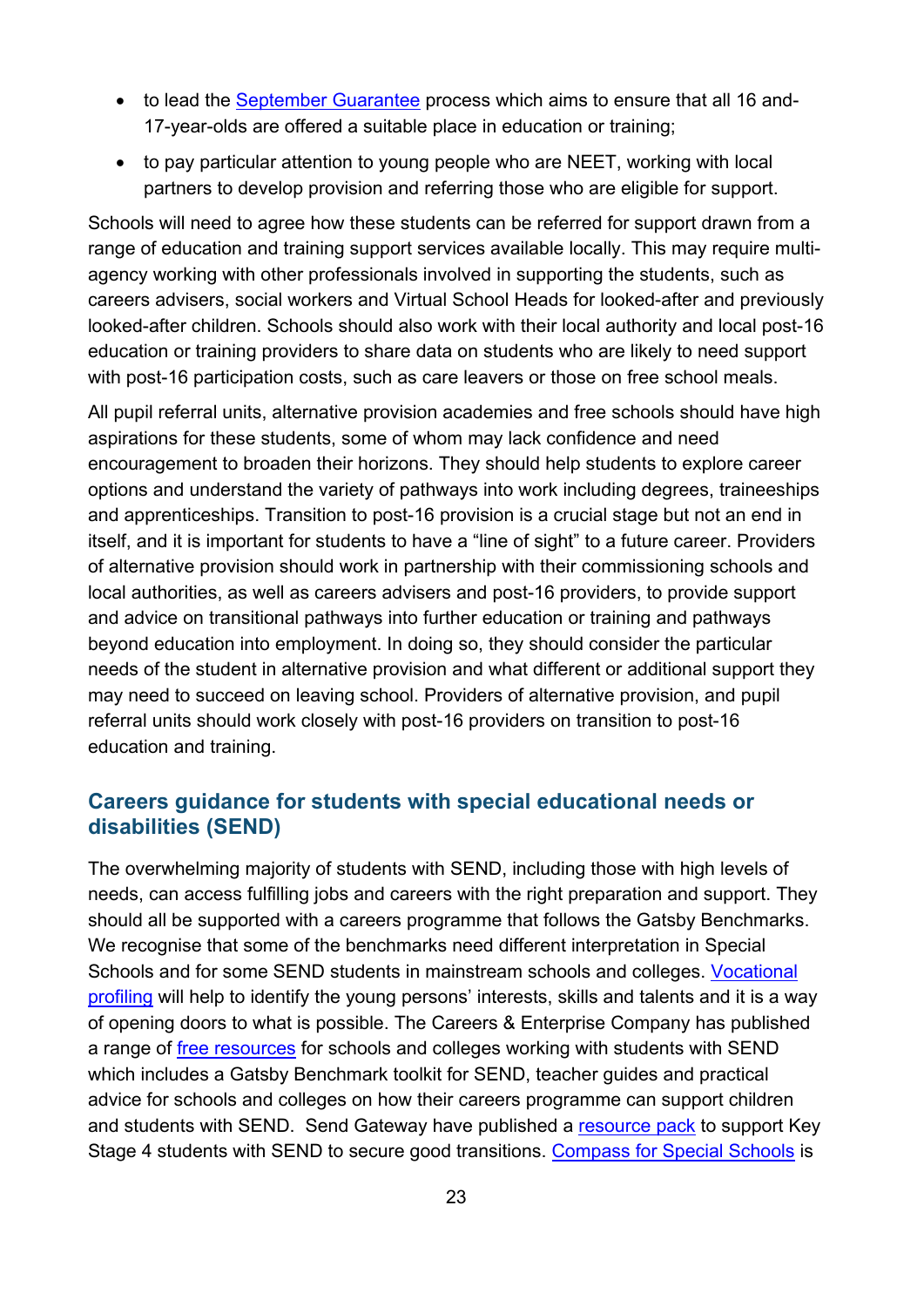- to lead the September Guarantee process which aims to ensure that all 16 and-17-year-olds are offered a suitable place in education or training;
- to pay particular attention to young people who are NEET, working with local partners to develop provision and referring those who are eligible for support.

Schools will need to agree how these students can be referred for support drawn from a range of education and training support services available locally. This may require multi-agency working with other professionals involved in supporting the students, such as careers advisers, social workers and Virtual School Heads for looked-after and previously looked-after children. Schools should also work with their local authority and local post-16 education or training providers to share data on students who are likely to need support with post-16 participation costs, such as care leavers or those on free school meals.

All pupil referral units, alternative provision academies and free schools should have high aspirations for these students, some of whom may lack confidence and need encouragement to broaden their horizons. They should help students to explore career options and understand the variety of pathways into work including degrees, traineeships and apprenticeships. Transition to post-16 provision is a crucial stage but not an end in itself, and it is important for students to have a "line of sight" to a future career. Providers of alternative provision should work in partnership with their commissioning schools and local authorities, as well as careers advisers and post-16 providers, to provide support and advice on transitional pathways into further education or training and pathways beyond education into employment. In doing so, they should consider the particular needs of the student in alternative provision and what different or additional support they may need to succeed on leaving school. Providers of alternative provision, and pupil referral units should work closely with post-16 providers on transition to post-16 education and training.

## Careers guidance for students with special educational needs or disabilities (SEND)

The overwhelming majority of students with SEND, including those with high levels of needs, can access fulfilling jobs and careers with the right preparation and support. They should all be supported with a careers programme that follows the Gatsby Benchmarks. We recognise that some of the benchmarks need different interpretation in Special Schools and for some SEND students in mainstream schools and colleges. Vocational profiling will help to identify the young persons' interests, skills and talents and it is a way of opening doors to what is possible. The Careers & Enterprise Company has published a range of free resources for schools and colleges working with students with SEND which includes a Gatsby Benchmark toolkit for SEND, teacher guides and practical advice for schools and colleges on how their careers programme can support children and students with SEND. Send Gateway have published a resource pack to support Key Stage 4 students with SEND to secure good transitions. Compass for Special Schools is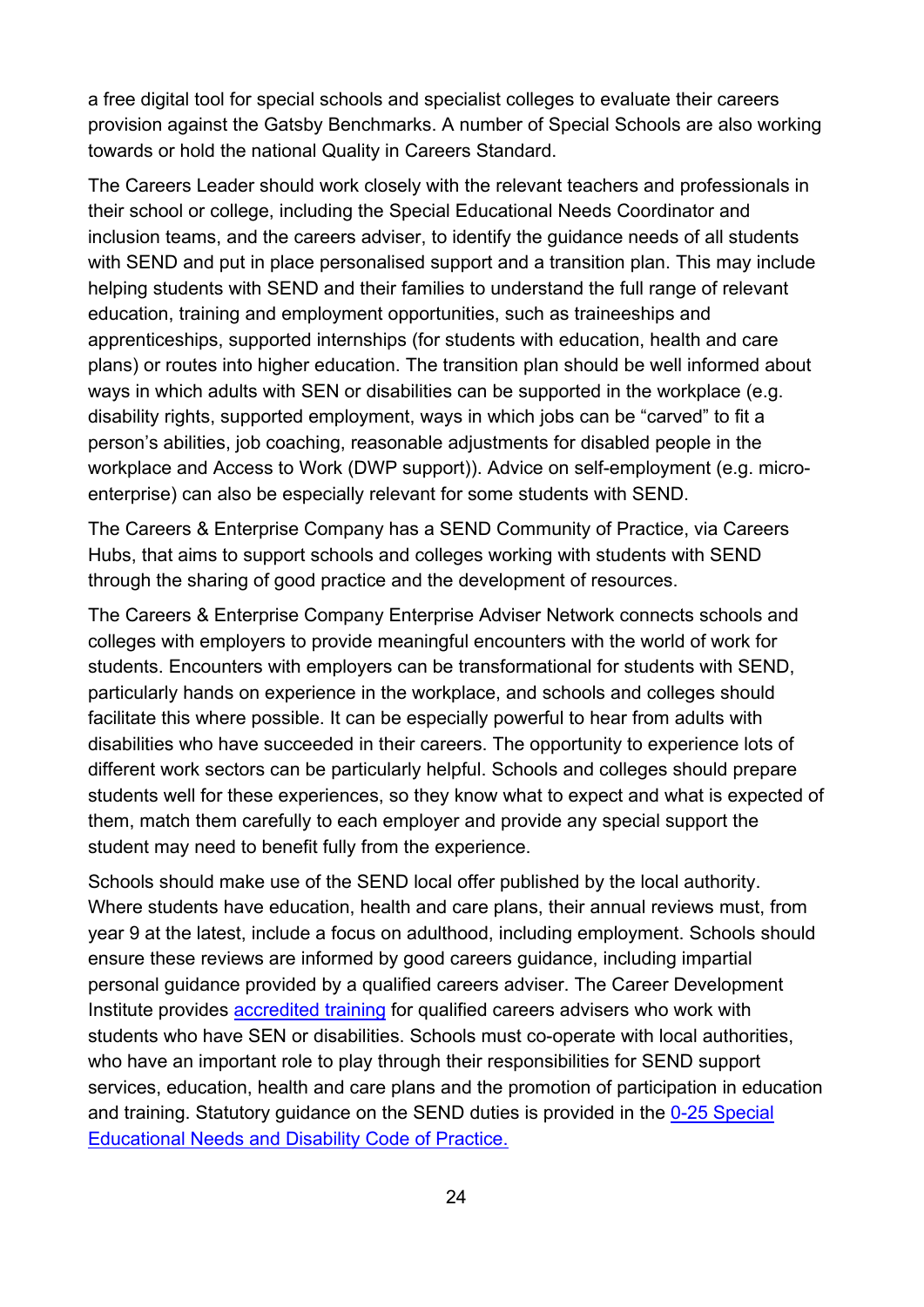a free digital tool for special schools and specialist colleges to evaluate their careers provision against the Gatsby Benchmarks. A number of Special Schools are also working towards or hold the national Quality in Careers Standard.

The Careers Leader should work closely with the relevant teachers and professionals in their school or college, including the Special Educational Needs Coordinator and inclusion teams, and the careers adviser, to identify the guidance needs of all students with SEND and put in place personalised support and a transition plan. This may include helping students with SEND and their families to understand the full range of relevant education, training and employment opportunities, such as traineeships and apprenticeships, supported internships (for students with education, health and care plans) or routes into higher education. The transition plan should be well informed about ways in which adults with SEN or disabilities can be supported in the workplace (e.g. disability rights, supported employment, ways in which jobs can be "carved" to fit a person's abilities, job coaching, reasonable adjustments for disabled people in the workplace and Access to Work (DWP support)). Advice on self-employment (e.g. micro-enterprise) can also be especially relevant for some students with SEND.

The Careers & Enterprise Company has a SEND Community of Practice, via Careers Hubs, that aims to support schools and colleges working with students with SEND through the sharing of good practice and the development of resources.

The Careers & Enterprise Company Enterprise Adviser Network connects schools and colleges with employers to provide meaningful encounters with the world of work for students. Encounters with employers can be transformational for students with SEND, particularly hands on experience in the workplace, and schools and colleges should facilitate this where possible. It can be especially powerful to hear from adults with disabilities who have succeeded in their careers. The opportunity to experience lots of different work sectors can be particularly helpful. Schools and colleges should prepare students well for these experiences, so they know what to expect and what is expected of them, match them carefully to each employer and provide any special support the student may need to benefit fully from the experience.

Schools should make use of the SEND local offer published by the local authority. Where students have education, health and care plans, their annual reviews must, from year 9 at the latest, include a focus on adulthood, including employment. Schools should ensure these reviews are informed by good careers guidance, including impartial personal guidance provided by a qualified careers adviser. The Career Development Institute provides [accredited training] for qualified careers advisers who work with students who have SEN or disabilities. Schools must co-operate with local authorities, who have an important role to play through their responsibilities for SEND support services, education, health and care plans and the promotion of participation in education and training. Statutory guidance on the SEND duties is provided in the [0-25 Special Educational Needs and Disability Code of Practice.]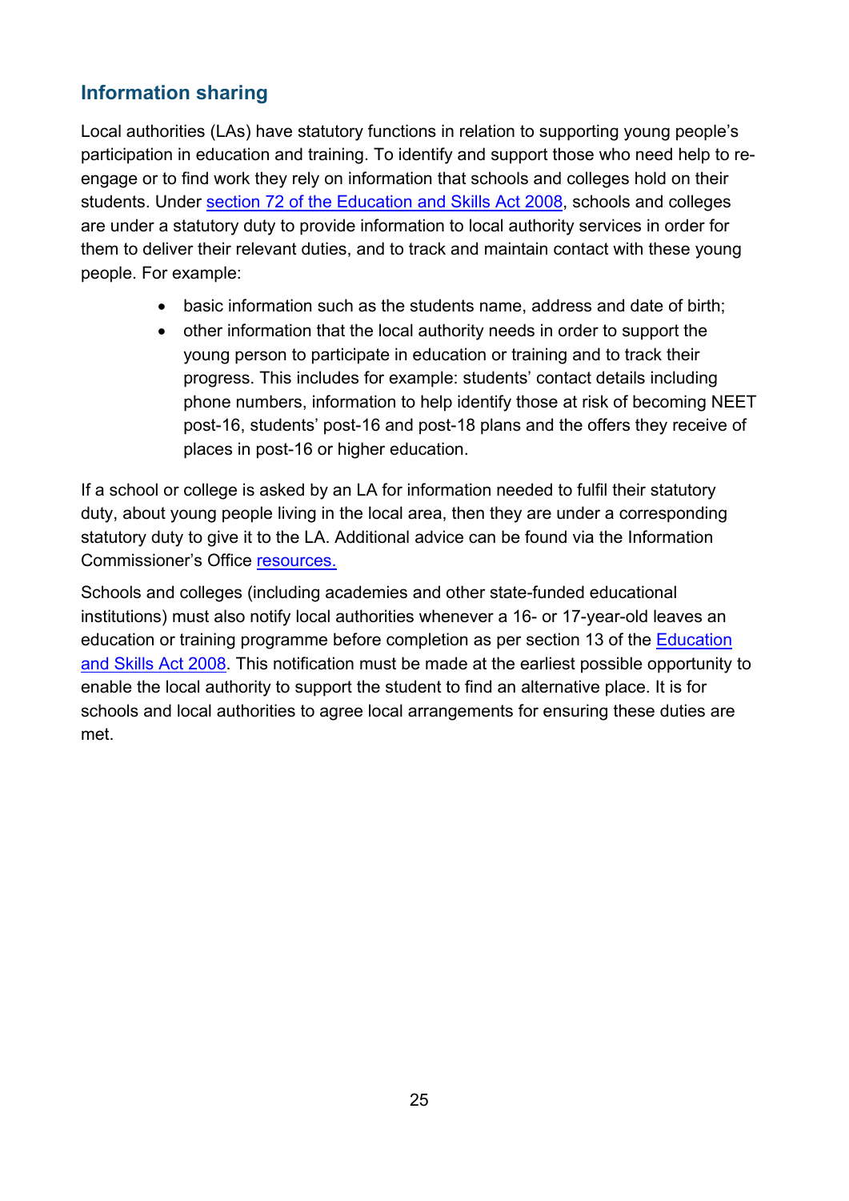## Information sharing

Local authorities (LAs) have statutory functions in relation to supporting young people's participation in education and training. To identify and support those who need help to re-engage or to find work they rely on information that schools and colleges hold on their students. Under [section 72 of the Education and Skills Act 2008](), schools and colleges are under a statutory duty to provide information to local authority services in order for them to deliver their relevant duties, and to track and maintain contact with these young people. For example:

- basic information such as the students name, address and date of birth;
- other information that the local authority needs in order to support the young person to participate in education or training and to track their progress. This includes for example: students' contact details including phone numbers, information to help identify those at risk of becoming NEET post-16, students' post-16 and post-18 plans and the offers they receive of places in post-16 or higher education.

If a school or college is asked by an LA for information needed to fulfil their statutory duty, about young people living in the local area, then they are under a corresponding statutory duty to give it to the LA. Additional advice can be found via the Information Commissioner's Office [resources.]()

Schools and colleges (including academies and other state-funded educational institutions) must also notify local authorities whenever a 16- or 17-year-old leaves an education or training programme before completion as per section 13 of the [Education and Skills Act 2008](). This notification must be made at the earliest possible opportunity to enable the local authority to support the student to find an alternative place. It is for schools and local authorities to agree local arrangements for ensuring these duties are met.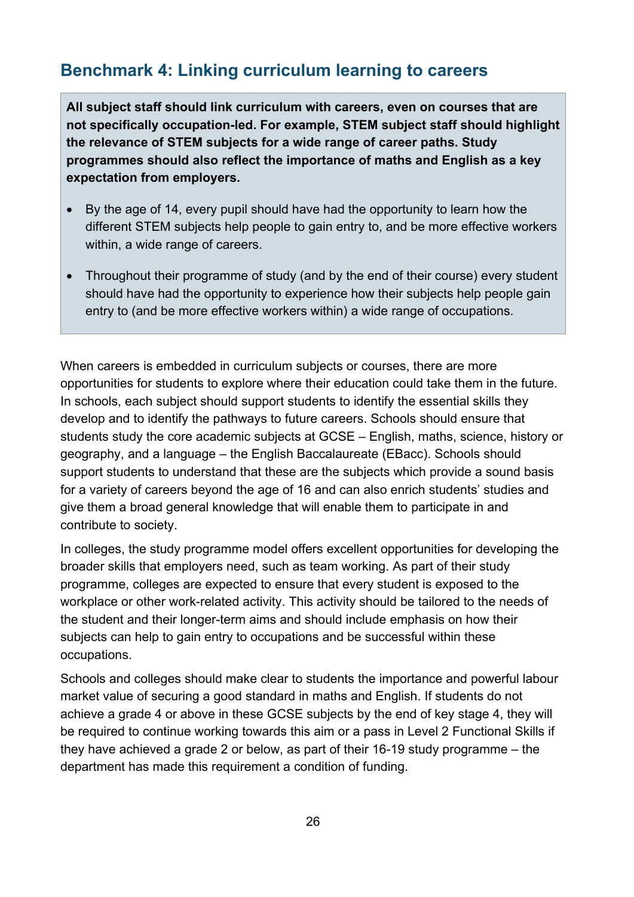## Benchmark 4: Linking curriculum learning to careers

**All subject staff should link curriculum with careers, even on courses that are not specifically occupation-led. For example, STEM subject staff should highlight the relevance of STEM subjects for a wide range of career paths. Study programmes should also reflect the importance of maths and English as a key expectation from employers.**

- By the age of 14, every pupil should have had the opportunity to learn how the different STEM subjects help people to gain entry to, and be more effective workers within, a wide range of careers.
- Throughout their programme of study (and by the end of their course) every student should have had the opportunity to experience how their subjects help people gain entry to (and be more effective workers within) a wide range of occupations.

When careers is embedded in curriculum subjects or courses, there are more opportunities for students to explore where their education could take them in the future. In schools, each subject should support students to identify the essential skills they develop and to identify the pathways to future careers. Schools should ensure that students study the core academic subjects at GCSE – English, maths, science, history or geography, and a language – the English Baccalaureate (EBacc). Schools should support students to understand that these are the subjects which provide a sound basis for a variety of careers beyond the age of 16 and can also enrich students' studies and give them a broad general knowledge that will enable them to participate in and contribute to society.

In colleges, the study programme model offers excellent opportunities for developing the broader skills that employers need, such as team working. As part of their study programme, colleges are expected to ensure that every student is exposed to the workplace or other work-related activity. This activity should be tailored to the needs of the student and their longer-term aims and should include emphasis on how their subjects can help to gain entry to occupations and be successful within these occupations.

Schools and colleges should make clear to students the importance and powerful labour market value of securing a good standard in maths and English. If students do not achieve a grade 4 or above in these GCSE subjects by the end of key stage 4, they will be required to continue working towards this aim or a pass in Level 2 Functional Skills if they have achieved a grade 2 or below, as part of their 16-19 study programme – the department has made this requirement a condition of funding.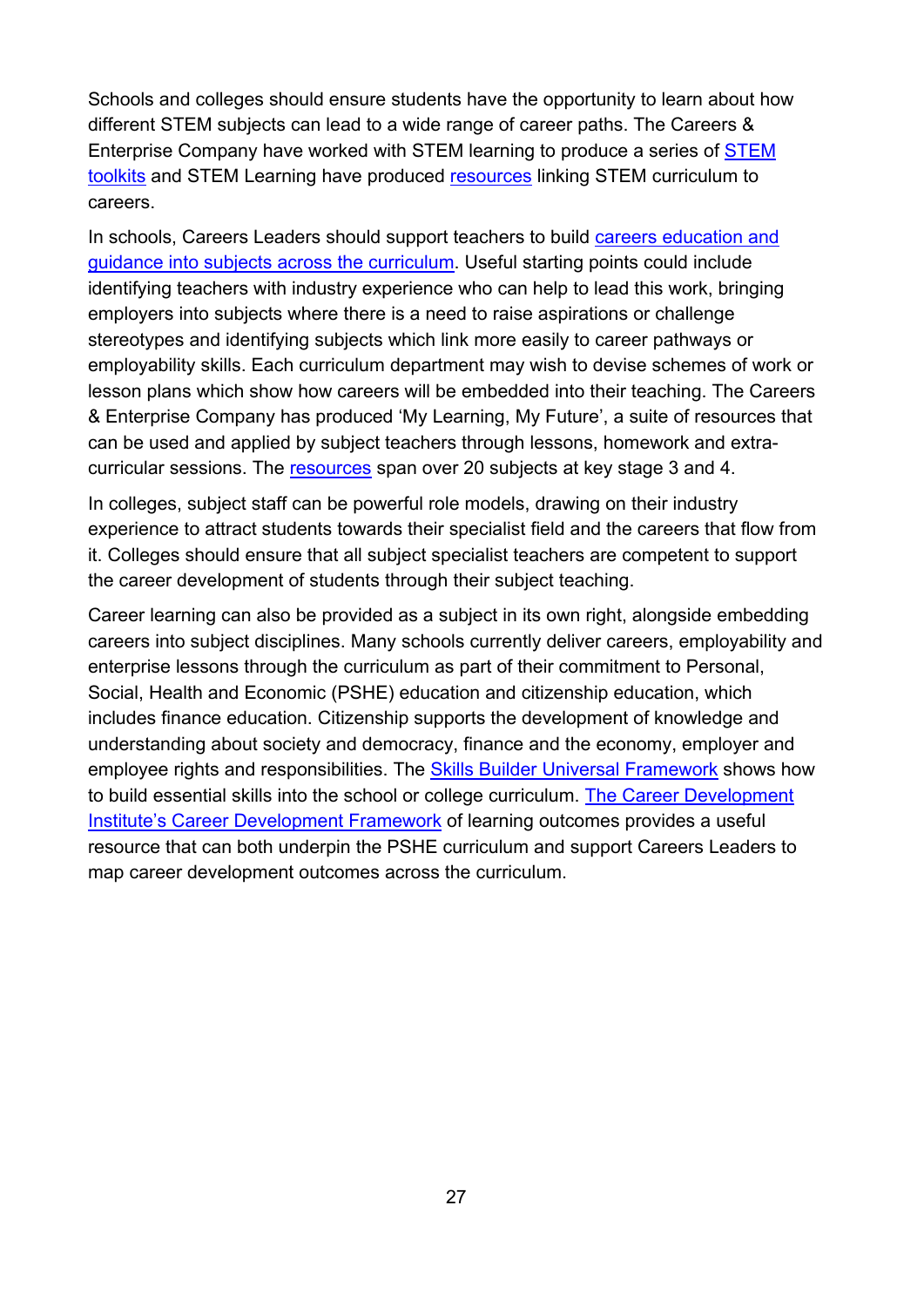Schools and colleges should ensure students have the opportunity to learn about how different STEM subjects can lead to a wide range of career paths. The Careers & Enterprise Company have worked with STEM learning to produce a series of STEM toolkits and STEM Learning have produced resources linking STEM curriculum to careers.

In schools, Careers Leaders should support teachers to build careers education and guidance into subjects across the curriculum. Useful starting points could include identifying teachers with industry experience who can help to lead this work, bringing employers into subjects where there is a need to raise aspirations or challenge stereotypes and identifying subjects which link more easily to career pathways or employability skills. Each curriculum department may wish to devise schemes of work or lesson plans which show how careers will be embedded into their teaching. The Careers & Enterprise Company has produced 'My Learning, My Future', a suite of resources that can be used and applied by subject teachers through lessons, homework and extra-curricular sessions. The resources span over 20 subjects at key stage 3 and 4.

In colleges, subject staff can be powerful role models, drawing on their industry experience to attract students towards their specialist field and the careers that flow from it. Colleges should ensure that all subject specialist teachers are competent to support the career development of students through their subject teaching.

Career learning can also be provided as a subject in its own right, alongside embedding careers into subject disciplines. Many schools currently deliver careers, employability and enterprise lessons through the curriculum as part of their commitment to Personal, Social, Health and Economic (PSHE) education and citizenship education, which includes finance education. Citizenship supports the development of knowledge and understanding about society and democracy, finance and the economy, employer and employee rights and responsibilities. The Skills Builder Universal Framework shows how to build essential skills into the school or college curriculum. The Career Development Institute's Career Development Framework of learning outcomes provides a useful resource that can both underpin the PSHE curriculum and support Careers Leaders to map career development outcomes across the curriculum.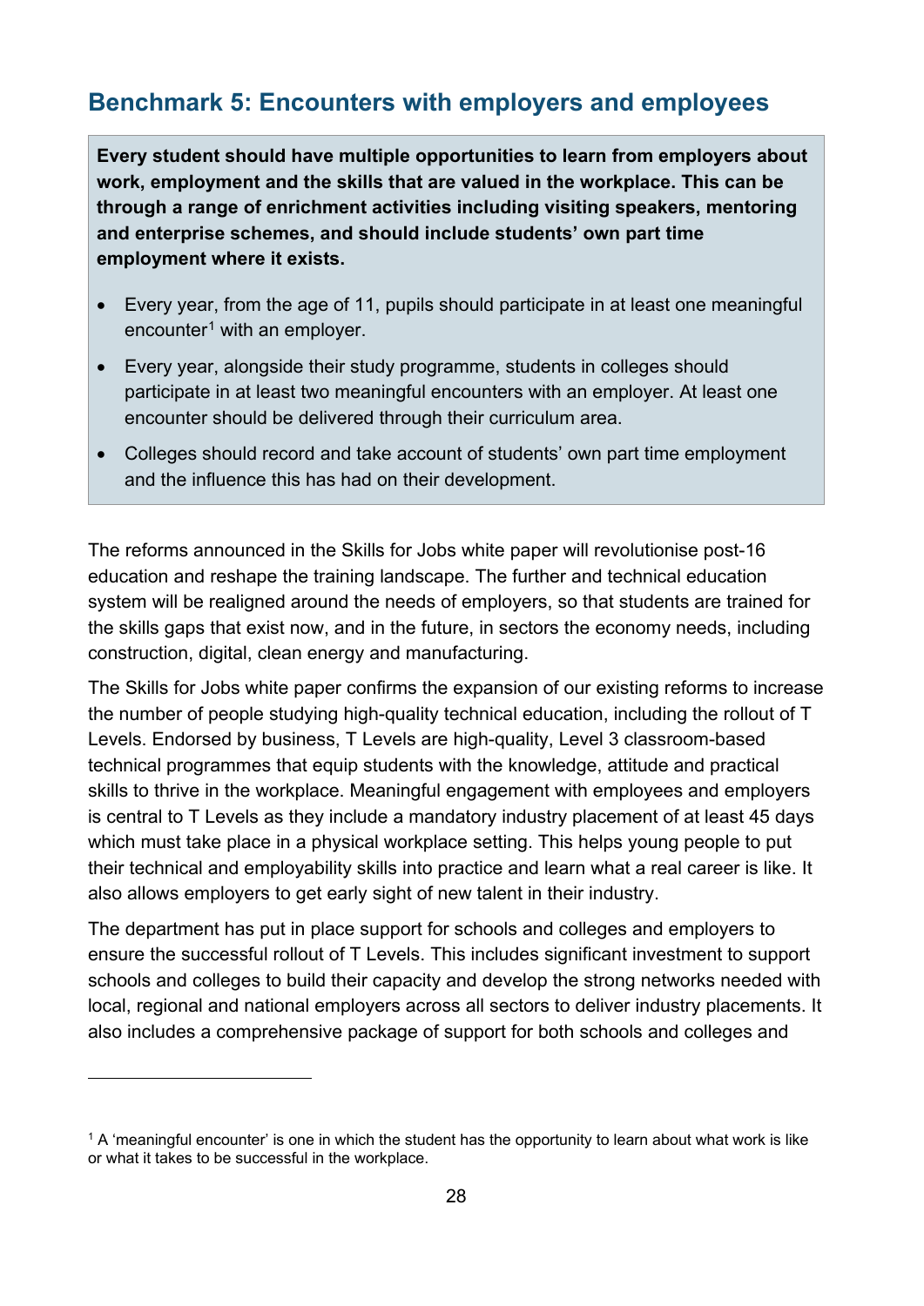## Benchmark 5: Encounters with employers and employees

**Every student should have multiple opportunities to learn from employers about work, employment and the skills that are valued in the workplace. This can be through a range of enrichment activities including visiting speakers, mentoring and enterprise schemes, and should include students' own part time employment where it exists.**

- Every year, from the age of 11, pupils should participate in at least one meaningful encounter[1] with an employer.
- Every year, alongside their study programme, students in colleges should participate in at least two meaningful encounters with an employer. At least one encounter should be delivered through their curriculum area.
- Colleges should record and take account of students' own part time employment and the influence this has had on their development.

The reforms announced in the Skills for Jobs white paper will revolutionise post-16 education and reshape the training landscape. The further and technical education system will be realigned around the needs of employers, so that students are trained for the skills gaps that exist now, and in the future, in sectors the economy needs, including construction, digital, clean energy and manufacturing.

The Skills for Jobs white paper confirms the expansion of our existing reforms to increase the number of people studying high-quality technical education, including the rollout of T Levels. Endorsed by business, T Levels are high-quality, Level 3 classroom-based technical programmes that equip students with the knowledge, attitude and practical skills to thrive in the workplace. Meaningful engagement with employees and employers is central to T Levels as they include a mandatory industry placement of at least 45 days which must take place in a physical workplace setting. This helps young people to put their technical and employability skills into practice and learn what a real career is like. It also allows employers to get early sight of new talent in their industry.

The department has put in place support for schools and colleges and employers to ensure the successful rollout of T Levels. This includes significant investment to support schools and colleges to build their capacity and develop the strong networks needed with local, regional and national employers across all sectors to deliver industry placements. It also includes a comprehensive package of support for both schools and colleges and

[1] A 'meaningful encounter' is one in which the student has the opportunity to learn about what work is like or what it takes to be successful in the workplace.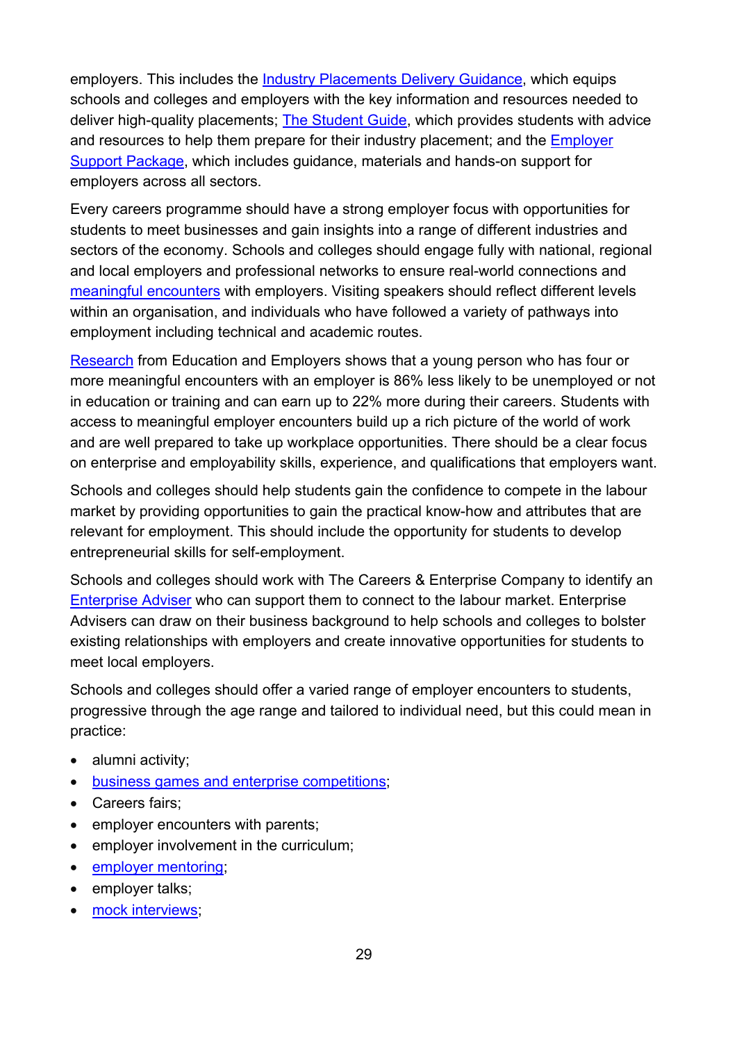employers. This includes the Industry Placements Delivery Guidance, which equips schools and colleges and employers with the key information and resources needed to deliver high-quality placements; The Student Guide, which provides students with advice and resources to help them prepare for their industry placement; and the Employer Support Package, which includes guidance, materials and hands-on support for employers across all sectors.

Every careers programme should have a strong employer focus with opportunities for students to meet businesses and gain insights into a range of different industries and sectors of the economy. Schools and colleges should engage fully with national, regional and local employers and professional networks to ensure real-world connections and meaningful encounters with employers. Visiting speakers should reflect different levels within an organisation, and individuals who have followed a variety of pathways into employment including technical and academic routes.

Research from Education and Employers shows that a young person who has four or more meaningful encounters with an employer is 86% less likely to be unemployed or not in education or training and can earn up to 22% more during their careers. Students with access to meaningful employer encounters build up a rich picture of the world of work and are well prepared to take up workplace opportunities. There should be a clear focus on enterprise and employability skills, experience, and qualifications that employers want.

Schools and colleges should help students gain the confidence to compete in the labour market by providing opportunities to gain the practical know-how and attributes that are relevant for employment. This should include the opportunity for students to develop entrepreneurial skills for self-employment.

Schools and colleges should work with The Careers & Enterprise Company to identify an Enterprise Adviser who can support them to connect to the labour market. Enterprise Advisers can draw on their business background to help schools and colleges to bolster existing relationships with employers and create innovative opportunities for students to meet local employers.

Schools and colleges should offer a varied range of employer encounters to students, progressive through the age range and tailored to individual need, but this could mean in practice:

- alumni activity;
- business games and enterprise competitions;
- Careers fairs;
- employer encounters with parents;
- employer involvement in the curriculum;
- employer mentoring;
- employer talks;
- mock interviews;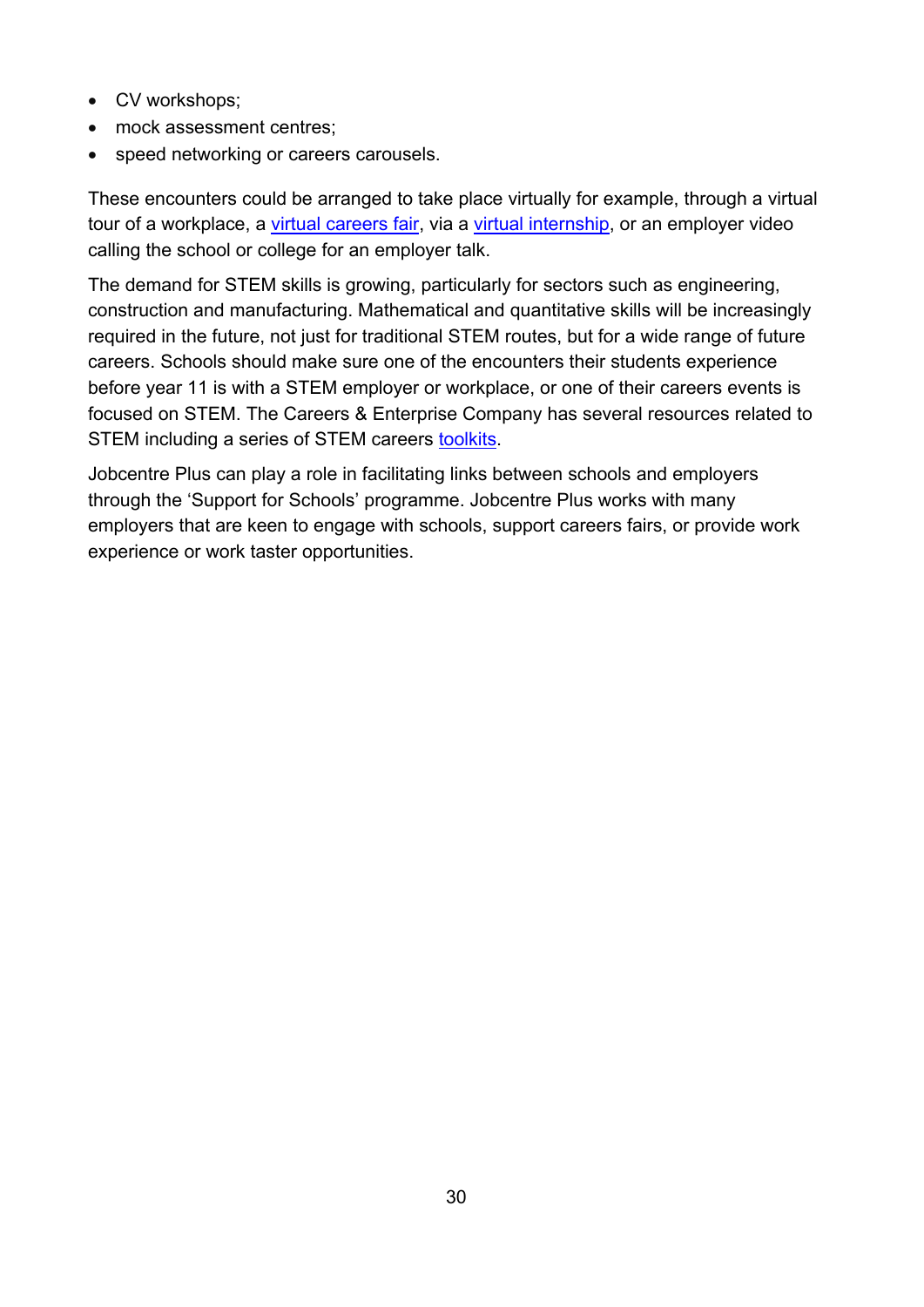- CV workshops;
- mock assessment centres;
- speed networking or careers carousels.

These encounters could be arranged to take place virtually for example, through a virtual tour of a workplace, a virtual careers fair, via a virtual internship, or an employer video calling the school or college for an employer talk.

The demand for STEM skills is growing, particularly for sectors such as engineering, construction and manufacturing. Mathematical and quantitative skills will be increasingly required in the future, not just for traditional STEM routes, but for a wide range of future careers. Schools should make sure one of the encounters their students experience before year 11 is with a STEM employer or workplace, or one of their careers events is focused on STEM. The Careers & Enterprise Company has several resources related to STEM including a series of STEM careers toolkits.

Jobcentre Plus can play a role in facilitating links between schools and employers through the 'Support for Schools' programme. Jobcentre Plus works with many employers that are keen to engage with schools, support careers fairs, or provide work experience or work taster opportunities.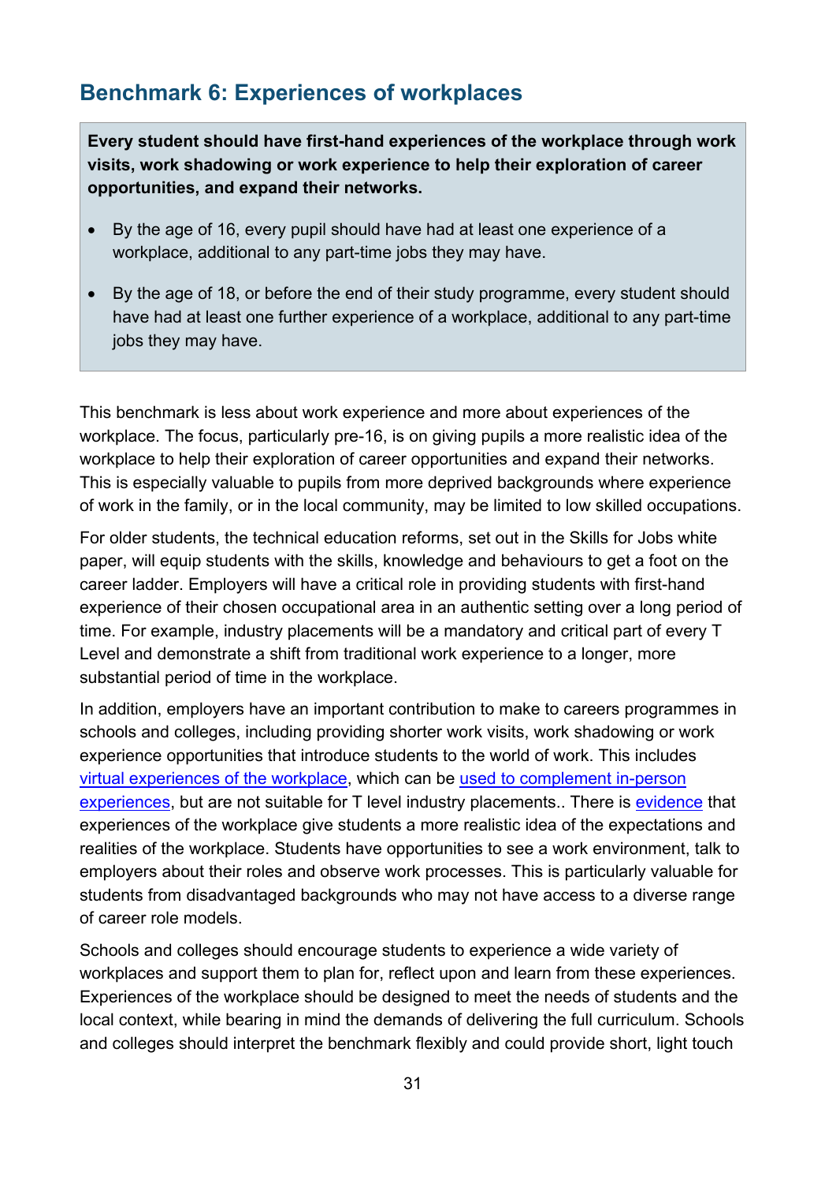## Benchmark 6: Experiences of workplaces

> **Every student should have first-hand experiences of the workplace through work visits, work shadowing or work experience to help their exploration of career opportunities, and expand their networks.**
>
> - By the age of 16, every pupil should have had at least one experience of a workplace, additional to any part-time jobs they may have.
> - By the age of 18, or before the end of their study programme, every student should have had at least one further experience of a workplace, additional to any part-time jobs they may have.

This benchmark is less about work experience and more about experiences of the workplace. The focus, particularly pre-16, is on giving pupils a more realistic idea of the workplace to help their exploration of career opportunities and expand their networks. This is especially valuable to pupils from more deprived backgrounds where experience of work in the family, or in the local community, may be limited to low skilled occupations.

For older students, the technical education reforms, set out in the Skills for Jobs white paper, will equip students with the skills, knowledge and behaviours to get a foot on the career ladder. Employers will have a critical role in providing students with first-hand experience of their chosen occupational area in an authentic setting over a long period of time. For example, industry placements will be a mandatory and critical part of every T Level and demonstrate a shift from traditional work experience to a longer, more substantial period of time in the workplace.

In addition, employers have an important contribution to make to careers programmes in schools and colleges, including providing shorter work visits, work shadowing or work experience opportunities that introduce students to the world of work. This includes virtual experiences of the workplace, which can be used to complement in-person experiences, but are not suitable for T level industry placements.. There is evidence that experiences of the workplace give students a more realistic idea of the expectations and realities of the workplace. Students have opportunities to see a work environment, talk to employers about their roles and observe work processes. This is particularly valuable for students from disadvantaged backgrounds who may not have access to a diverse range of career role models.

Schools and colleges should encourage students to experience a wide variety of workplaces and support them to plan for, reflect upon and learn from these experiences. Experiences of the workplace should be designed to meet the needs of students and the local context, while bearing in mind the demands of delivering the full curriculum. Schools and colleges should interpret the benchmark flexibly and could provide short, light touch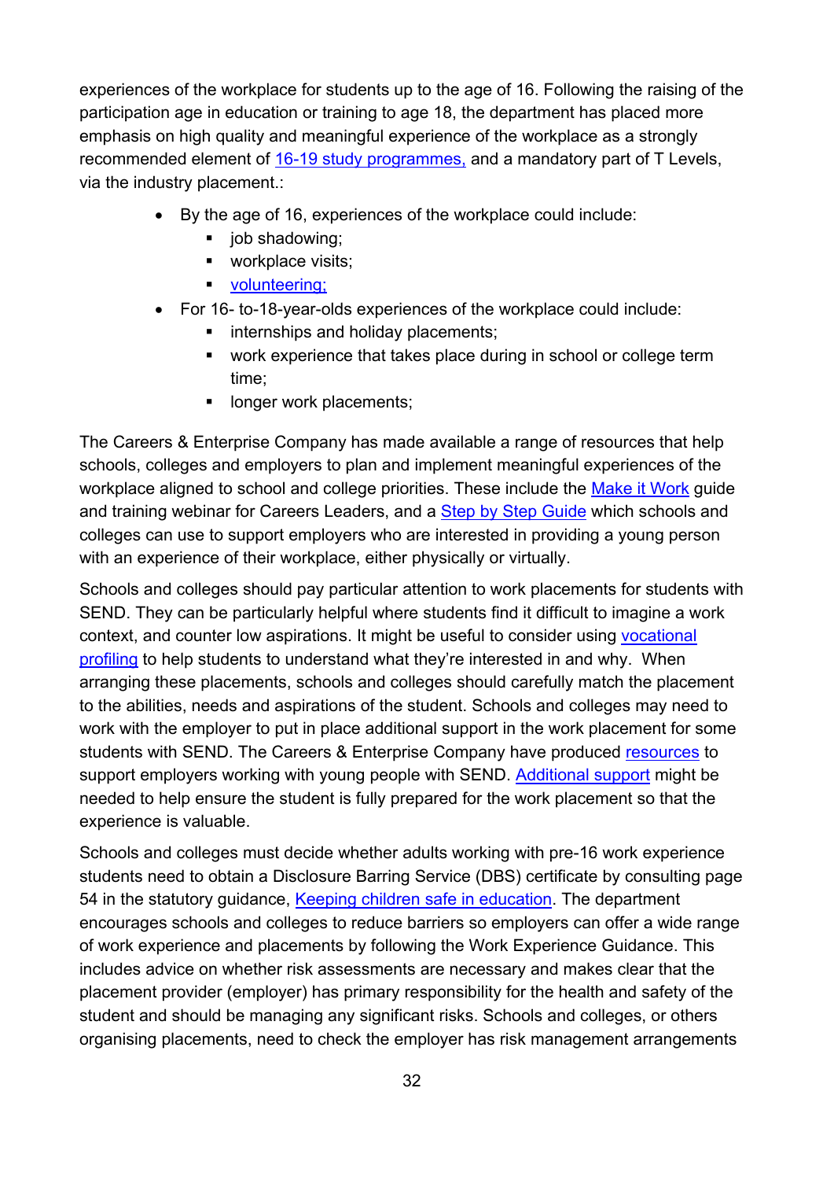experiences of the workplace for students up to the age of 16. Following the raising of the participation age in education or training to age 18, the department has placed more emphasis on high quality and meaningful experience of the workplace as a strongly recommended element of 16-19 study programmes, and a mandatory part of T Levels, via the industry placement.:

- By the age of 16, experiences of the workplace could include:
    - job shadowing;
    - workplace visits;
    - volunteering;
- For 16- to-18-year-olds experiences of the workplace could include:
    - internships and holiday placements;
    - work experience that takes place during in school or college term time;
    - longer work placements;

The Careers & Enterprise Company has made available a range of resources that help schools, colleges and employers to plan and implement meaningful experiences of the workplace aligned to school and college priorities. These include the Make it Work guide and training webinar for Careers Leaders, and a Step by Step Guide which schools and colleges can use to support employers who are interested in providing a young person with an experience of their workplace, either physically or virtually.

Schools and colleges should pay particular attention to work placements for students with SEND. They can be particularly helpful where students find it difficult to imagine a work context, and counter low aspirations. It might be useful to consider using vocational profiling to help students to understand what they're interested in and why. When arranging these placements, schools and colleges should carefully match the placement to the abilities, needs and aspirations of the student. Schools and colleges may need to work with the employer to put in place additional support in the work placement for some students with SEND. The Careers & Enterprise Company have produced resources to support employers working with young people with SEND. Additional support might be needed to help ensure the student is fully prepared for the work placement so that the experience is valuable.

Schools and colleges must decide whether adults working with pre-16 work experience students need to obtain a Disclosure Barring Service (DBS) certificate by consulting page 54 in the statutory guidance, Keeping children safe in education. The department encourages schools and colleges to reduce barriers so employers can offer a wide range of work experience and placements by following the Work Experience Guidance. This includes advice on whether risk assessments are necessary and makes clear that the placement provider (employer) has primary responsibility for the health and safety of the student and should be managing any significant risks. Schools and colleges, or others organising placements, need to check the employer has risk management arrangements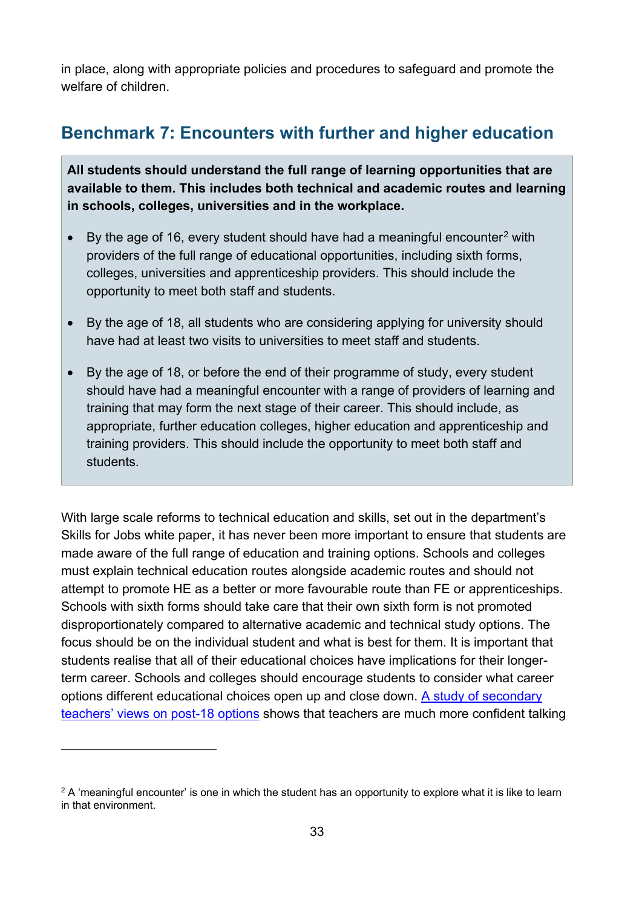in place, along with appropriate policies and procedures to safeguard and promote the welfare of children.

## Benchmark 7: Encounters with further and higher education

**All students should understand the full range of learning opportunities that are available to them. This includes both technical and academic routes and learning in schools, colleges, universities and in the workplace.**

- By the age of 16, every student should have had a meaningful encounter[2] with providers of the full range of educational opportunities, including sixth forms, colleges, universities and apprenticeship providers. This should include the opportunity to meet both staff and students.
- By the age of 18, all students who are considering applying for university should have had at least two visits to universities to meet staff and students.
- By the age of 18, or before the end of their programme of study, every student should have had a meaningful encounter with a range of providers of learning and training that may form the next stage of their career. This should include, as appropriate, further education colleges, higher education and apprenticeship and training providers. This should include the opportunity to meet both staff and students.

With large scale reforms to technical education and skills, set out in the department's Skills for Jobs white paper, it has never been more important to ensure that students are made aware of the full range of education and training options. Schools and colleges must explain technical education routes alongside academic routes and should not attempt to promote HE as a better or more favourable route than FE or apprenticeships. Schools with sixth forms should take care that their own sixth form is not promoted disproportionately compared to alternative academic and technical study options. The focus should be on the individual student and what is best for them. It is important that students realise that all of their educational choices have implications for their longer-term career. Schools and colleges should encourage students to consider what career options different educational choices open up and close down. [A study of secondary teachers' views on post-18 options] shows that teachers are much more confident talking

[2] A 'meaningful encounter' is one in which the student has an opportunity to explore what it is like to learn in that environment.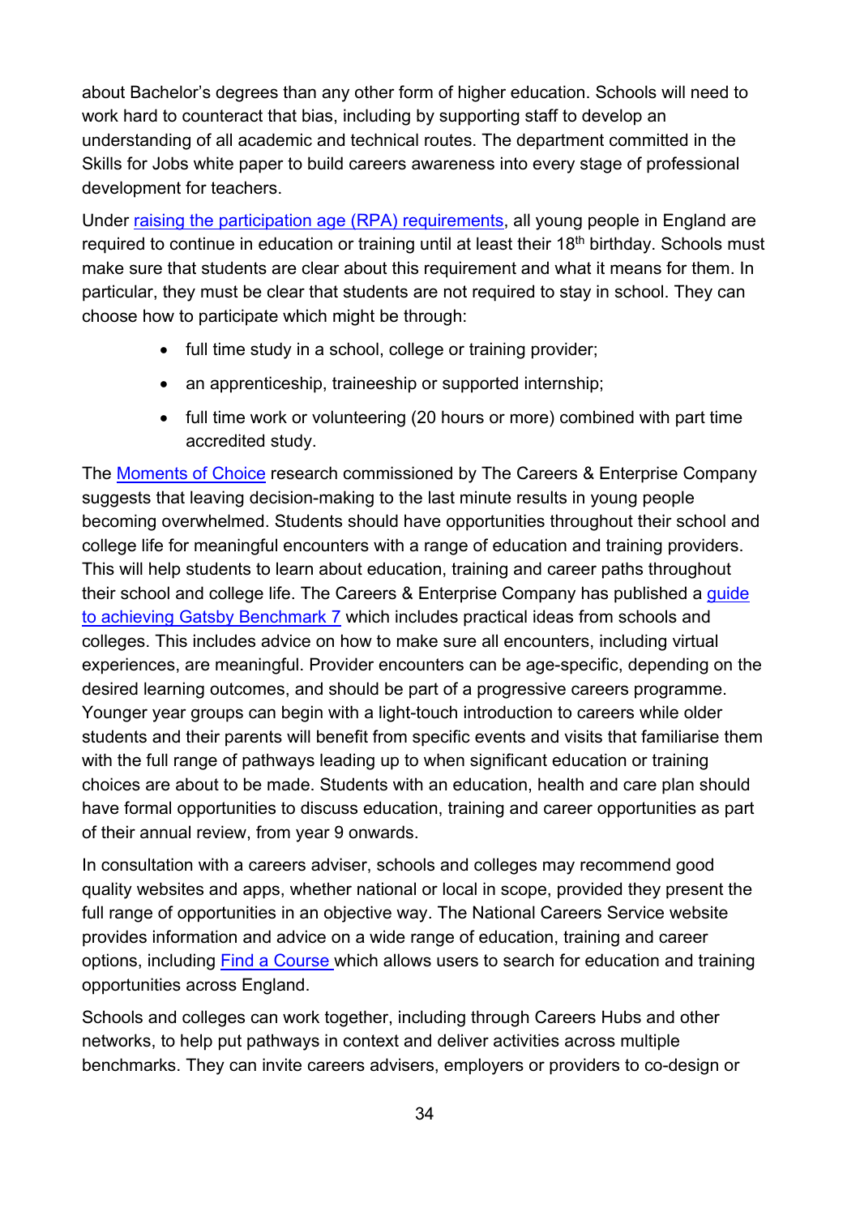about Bachelor's degrees than any other form of higher education. Schools will need to work hard to counteract that bias, including by supporting staff to develop an understanding of all academic and technical routes. The department committed in the Skills for Jobs white paper to build careers awareness into every stage of professional development for teachers.

Under [raising the participation age (RPA) requirements](), all young people in England are required to continue in education or training until at least their 18th birthday. Schools must make sure that students are clear about this requirement and what it means for them. In particular, they must be clear that students are not required to stay in school. They can choose how to participate which might be through:

- full time study in a school, college or training provider;
- an apprenticeship, traineeship or supported internship;
- full time work or volunteering (20 hours or more) combined with part time accredited study.

The [Moments of Choice]() research commissioned by The Careers & Enterprise Company suggests that leaving decision-making to the last minute results in young people becoming overwhelmed. Students should have opportunities throughout their school and college life for meaningful encounters with a range of education and training providers. This will help students to learn about education, training and career paths throughout their school and college life. The Careers & Enterprise Company has published a [guide to achieving Gatsby Benchmark 7]() which includes practical ideas from schools and colleges. This includes advice on how to make sure all encounters, including virtual experiences, are meaningful. Provider encounters can be age-specific, depending on the desired learning outcomes, and should be part of a progressive careers programme. Younger year groups can begin with a light-touch introduction to careers while older students and their parents will benefit from specific events and visits that familiarise them with the full range of pathways leading up to when significant education or training choices are about to be made. Students with an education, health and care plan should have formal opportunities to discuss education, training and career opportunities as part of their annual review, from year 9 onwards.

In consultation with a careers adviser, schools and colleges may recommend good quality websites and apps, whether national or local in scope, provided they present the full range of opportunities in an objective way. The National Careers Service website provides information and advice on a wide range of education, training and career options, including [Find a Course]() which allows users to search for education and training opportunities across England.

Schools and colleges can work together, including through Careers Hubs and other networks, to help put pathways in context and deliver activities across multiple benchmarks. They can invite careers advisers, employers or providers to co-design or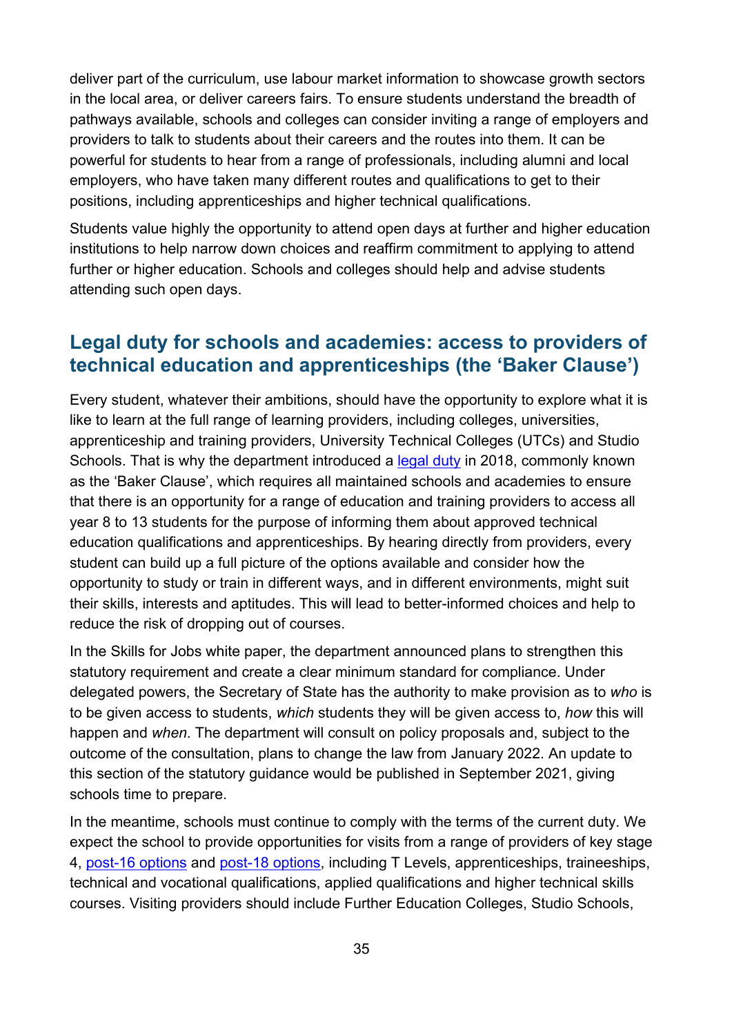deliver part of the curriculum, use labour market information to showcase growth sectors in the local area, or deliver careers fairs. To ensure students understand the breadth of pathways available, schools and colleges can consider inviting a range of employers and providers to talk to students about their careers and the routes into them. It can be powerful for students to hear from a range of professionals, including alumni and local employers, who have taken many different routes and qualifications to get to their positions, including apprenticeships and higher technical qualifications.

Students value highly the opportunity to attend open days at further and higher education institutions to help narrow down choices and reaffirm commitment to applying to attend further or higher education. Schools and colleges should help and advise students attending such open days.

## Legal duty for schools and academies: access to providers of technical education and apprenticeships (the 'Baker Clause')

Every student, whatever their ambitions, should have the opportunity to explore what it is like to learn at the full range of learning providers, including colleges, universities, apprenticeship and training providers, University Technical Colleges (UTCs) and Studio Schools. That is why the department introduced a legal duty in 2018, commonly known as the 'Baker Clause', which requires all maintained schools and academies to ensure that there is an opportunity for a range of education and training providers to access all year 8 to 13 students for the purpose of informing them about approved technical education qualifications and apprenticeships. By hearing directly from providers, every student can build up a full picture of the options available and consider how the opportunity to study or train in different ways, and in different environments, might suit their skills, interests and aptitudes. This will lead to better-informed choices and help to reduce the risk of dropping out of courses.

In the Skills for Jobs white paper, the department announced plans to strengthen this statutory requirement and create a clear minimum standard for compliance. Under delegated powers, the Secretary of State has the authority to make provision as to *who* is to be given access to students, *which* students they will be given access to, *how* this will happen and *when*. The department will consult on policy proposals and, subject to the outcome of the consultation, plans to change the law from January 2022. An update to this section of the statutory guidance would be published in September 2021, giving schools time to prepare.

In the meantime, schools must continue to comply with the terms of the current duty. We expect the school to provide opportunities for visits from a range of providers of key stage 4, post-16 options and post-18 options, including T Levels, apprenticeships, traineeships, technical and vocational qualifications, applied qualifications and higher technical skills courses. Visiting providers should include Further Education Colleges, Studio Schools,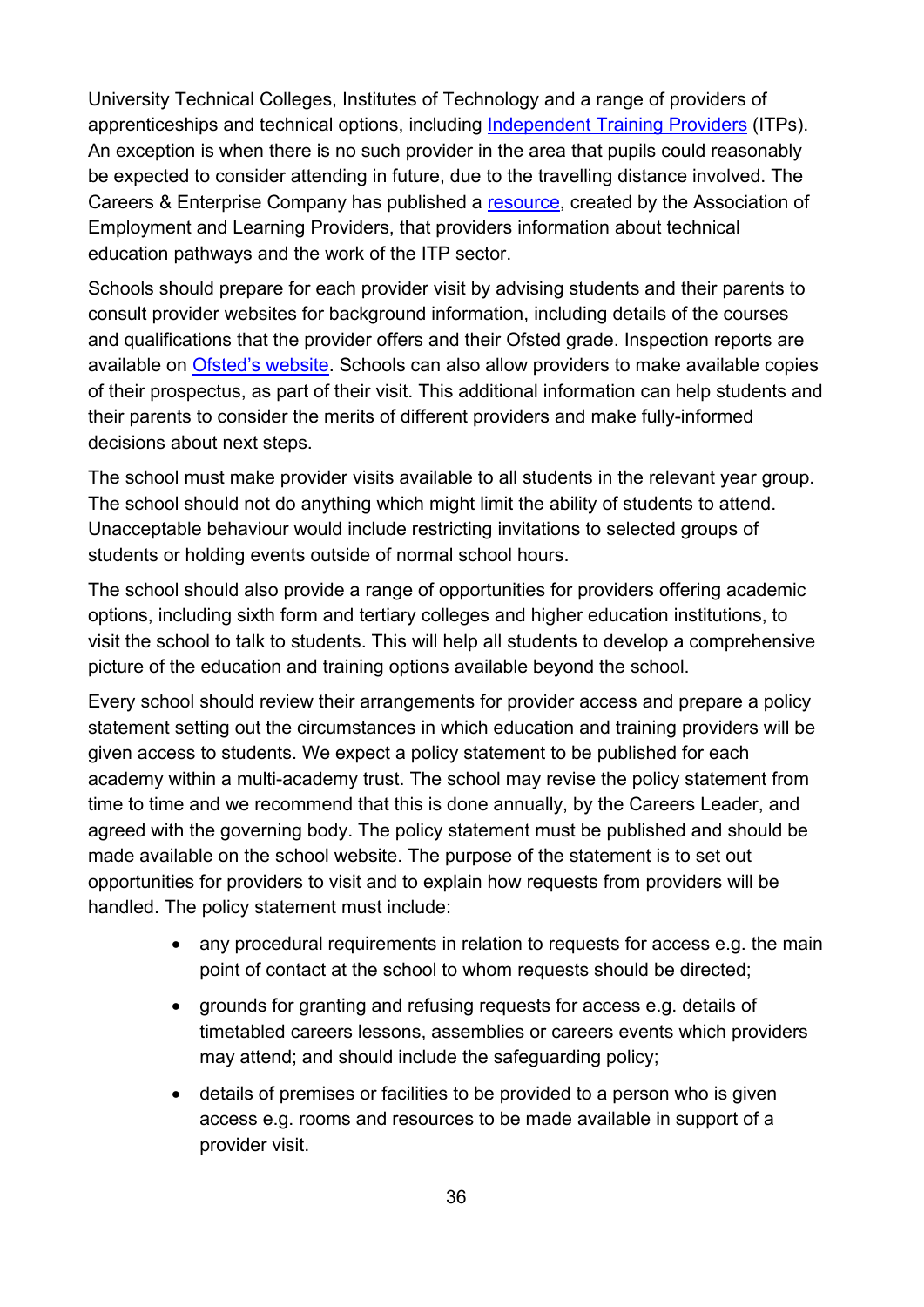University Technical Colleges, Institutes of Technology and a range of providers of apprenticeships and technical options, including Independent Training Providers (ITPs). An exception is when there is no such provider in the area that pupils could reasonably be expected to consider attending in future, due to the travelling distance involved. The Careers & Enterprise Company has published a resource, created by the Association of Employment and Learning Providers, that providers information about technical education pathways and the work of the ITP sector.

Schools should prepare for each provider visit by advising students and their parents to consult provider websites for background information, including details of the courses and qualifications that the provider offers and their Ofsted grade. Inspection reports are available on Ofsted's website. Schools can also allow providers to make available copies of their prospectus, as part of their visit. This additional information can help students and their parents to consider the merits of different providers and make fully-informed decisions about next steps.

The school must make provider visits available to all students in the relevant year group. The school should not do anything which might limit the ability of students to attend. Unacceptable behaviour would include restricting invitations to selected groups of students or holding events outside of normal school hours.

The school should also provide a range of opportunities for providers offering academic options, including sixth form and tertiary colleges and higher education institutions, to visit the school to talk to students. This will help all students to develop a comprehensive picture of the education and training options available beyond the school.

Every school should review their arrangements for provider access and prepare a policy statement setting out the circumstances in which education and training providers will be given access to students. We expect a policy statement to be published for each academy within a multi-academy trust. The school may revise the policy statement from time to time and we recommend that this is done annually, by the Careers Leader, and agreed with the governing body. The policy statement must be published and should be made available on the school website. The purpose of the statement is to set out opportunities for providers to visit and to explain how requests from providers will be handled. The policy statement must include:

- any procedural requirements in relation to requests for access e.g. the main point of contact at the school to whom requests should be directed;
- grounds for granting and refusing requests for access e.g. details of timetabled careers lessons, assemblies or careers events which providers may attend; and should include the safeguarding policy;
- details of premises or facilities to be provided to a person who is given access e.g. rooms and resources to be made available in support of a provider visit.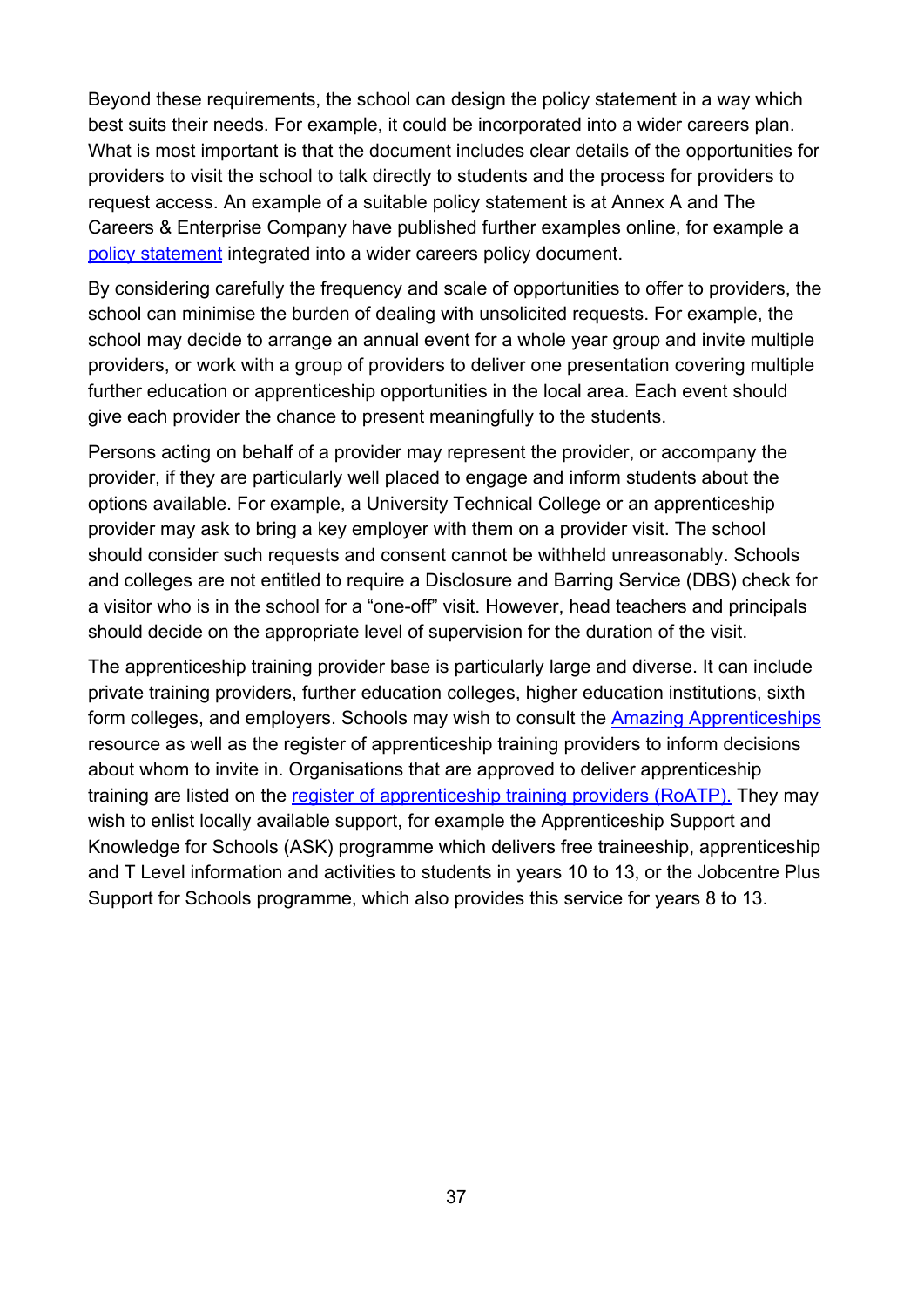Beyond these requirements, the school can design the policy statement in a way which best suits their needs. For example, it could be incorporated into a wider careers plan. What is most important is that the document includes clear details of the opportunities for providers to visit the school to talk directly to students and the process for providers to request access. An example of a suitable policy statement is at Annex A and The Careers & Enterprise Company have published further examples online, for example a policy statement integrated into a wider careers policy document.

By considering carefully the frequency and scale of opportunities to offer to providers, the school can minimise the burden of dealing with unsolicited requests. For example, the school may decide to arrange an annual event for a whole year group and invite multiple providers, or work with a group of providers to deliver one presentation covering multiple further education or apprenticeship opportunities in the local area. Each event should give each provider the chance to present meaningfully to the students.

Persons acting on behalf of a provider may represent the provider, or accompany the provider, if they are particularly well placed to engage and inform students about the options available. For example, a University Technical College or an apprenticeship provider may ask to bring a key employer with them on a provider visit. The school should consider such requests and consent cannot be withheld unreasonably. Schools and colleges are not entitled to require a Disclosure and Barring Service (DBS) check for a visitor who is in the school for a "one-off" visit. However, head teachers and principals should decide on the appropriate level of supervision for the duration of the visit.

The apprenticeship training provider base is particularly large and diverse. It can include private training providers, further education colleges, higher education institutions, sixth form colleges, and employers. Schools may wish to consult the Amazing Apprenticeships resource as well as the register of apprenticeship training providers to inform decisions about whom to invite in. Organisations that are approved to deliver apprenticeship training are listed on the register of apprenticeship training providers (RoATP). They may wish to enlist locally available support, for example the Apprenticeship Support and Knowledge for Schools (ASK) programme which delivers free traineeship, apprenticeship and T Level information and activities to students in years 10 to 13, or the Jobcentre Plus Support for Schools programme, which also provides this service for years 8 to 13.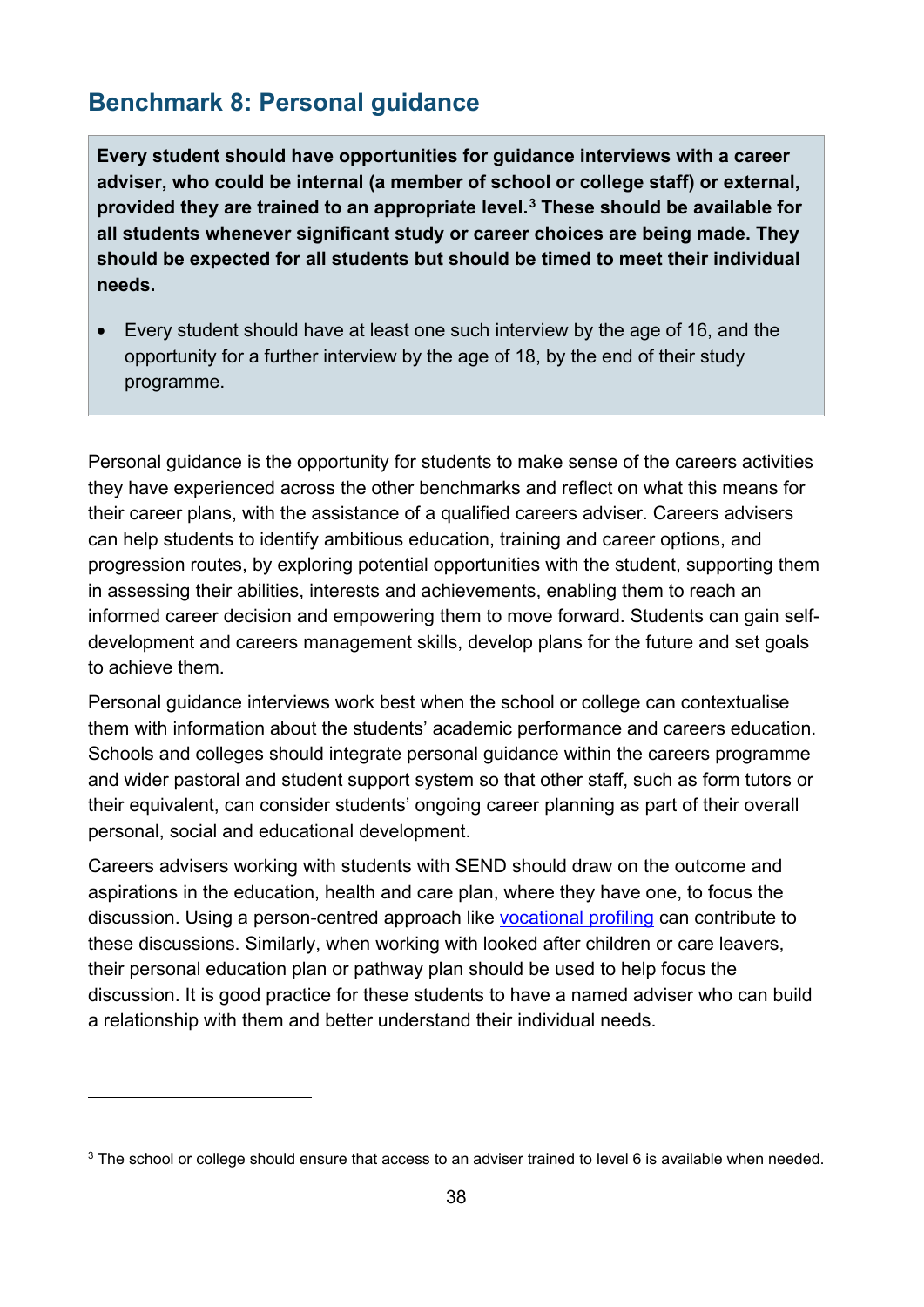## Benchmark 8: Personal guidance

**Every student should have opportunities for guidance interviews with a career adviser, who could be internal (a member of school or college staff) or external, provided they are trained to an appropriate level.[3] These should be available for all students whenever significant study or career choices are being made. They should be expected for all students but should be timed to meet their individual needs.**

- Every student should have at least one such interview by the age of 16, and the opportunity for a further interview by the age of 18, by the end of their study programme.

Personal guidance is the opportunity for students to make sense of the careers activities they have experienced across the other benchmarks and reflect on what this means for their career plans, with the assistance of a qualified careers adviser. Careers advisers can help students to identify ambitious education, training and career options, and progression routes, by exploring potential opportunities with the student, supporting them in assessing their abilities, interests and achievements, enabling them to reach an informed career decision and empowering them to move forward. Students can gain self-development and careers management skills, develop plans for the future and set goals to achieve them.

Personal guidance interviews work best when the school or college can contextualise them with information about the students' academic performance and careers education. Schools and colleges should integrate personal guidance within the careers programme and wider pastoral and student support system so that other staff, such as form tutors or their equivalent, can consider students' ongoing career planning as part of their overall personal, social and educational development.

Careers advisers working with students with SEND should draw on the outcome and aspirations in the education, health and care plan, where they have one, to focus the discussion. Using a person-centred approach like vocational profiling can contribute to these discussions. Similarly, when working with looked after children or care leavers, their personal education plan or pathway plan should be used to help focus the discussion. It is good practice for these students to have a named adviser who can build a relationship with them and better understand their individual needs.

---

[3] The school or college should ensure that access to an adviser trained to level 6 is available when needed.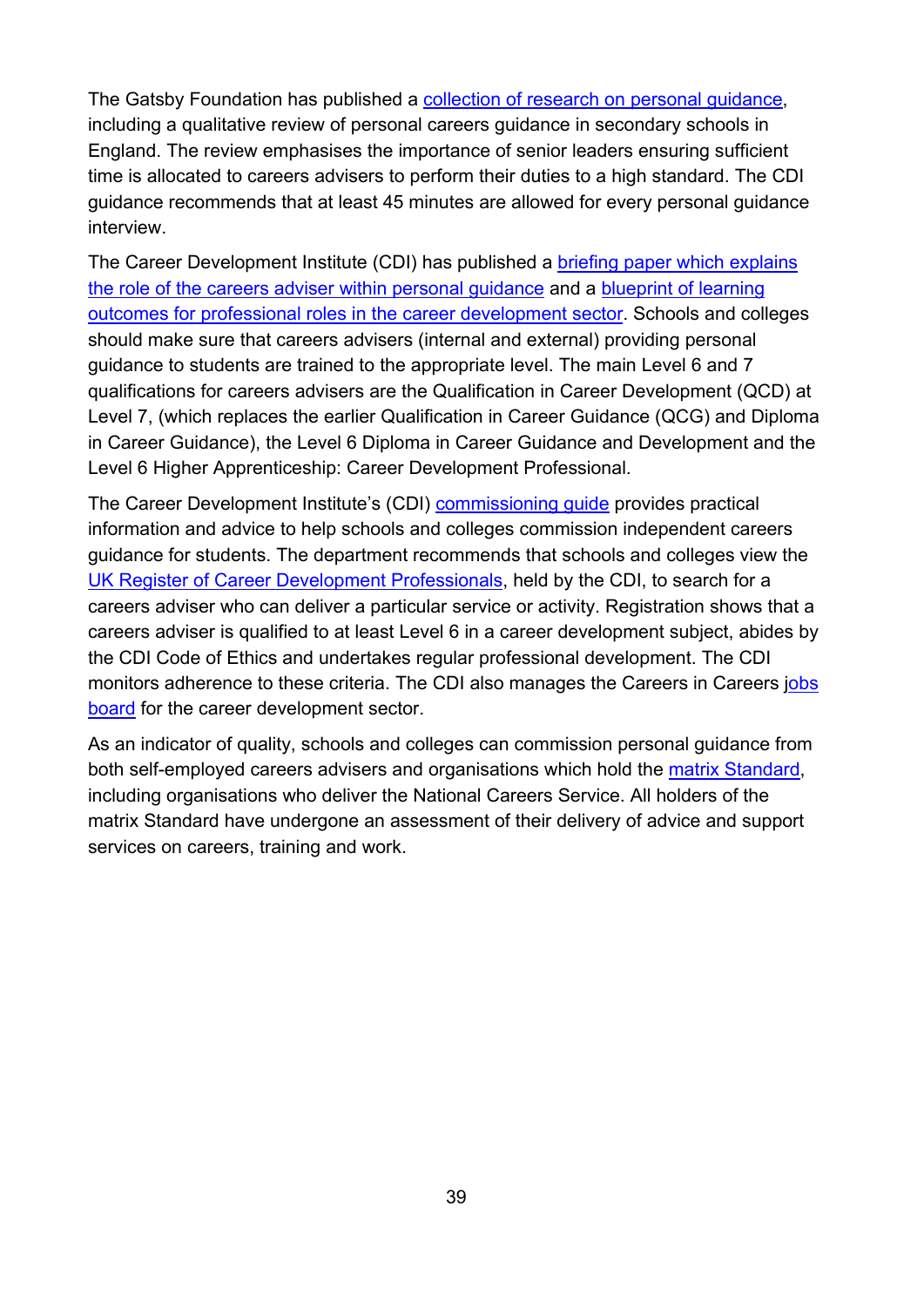The Gatsby Foundation has published a collection of research on personal guidance, including a qualitative review of personal careers guidance in secondary schools in England. The review emphasises the importance of senior leaders ensuring sufficient time is allocated to careers advisers to perform their duties to a high standard. The CDI guidance recommends that at least 45 minutes are allowed for every personal guidance interview.

The Career Development Institute (CDI) has published a briefing paper which explains the role of the careers adviser within personal guidance and a blueprint of learning outcomes for professional roles in the career development sector. Schools and colleges should make sure that careers advisers (internal and external) providing personal guidance to students are trained to the appropriate level. The main Level 6 and 7 qualifications for careers advisers are the Qualification in Career Development (QCD) at Level 7, (which replaces the earlier Qualification in Career Guidance (QCG) and Diploma in Career Guidance), the Level 6 Diploma in Career Guidance and Development and the Level 6 Higher Apprenticeship: Career Development Professional.

The Career Development Institute's (CDI) commissioning guide provides practical information and advice to help schools and colleges commission independent careers guidance for students. The department recommends that schools and colleges view the UK Register of Career Development Professionals, held by the CDI, to search for a careers adviser who can deliver a particular service or activity. Registration shows that a careers adviser is qualified to at least Level 6 in a career development subject, abides by the CDI Code of Ethics and undertakes regular professional development. The CDI monitors adherence to these criteria. The CDI also manages the Careers in Careers jobs board for the career development sector.

As an indicator of quality, schools and colleges can commission personal guidance from both self-employed careers advisers and organisations which hold the matrix Standard, including organisations who deliver the National Careers Service. All holders of the matrix Standard have undergone an assessment of their delivery of advice and support services on careers, training and work.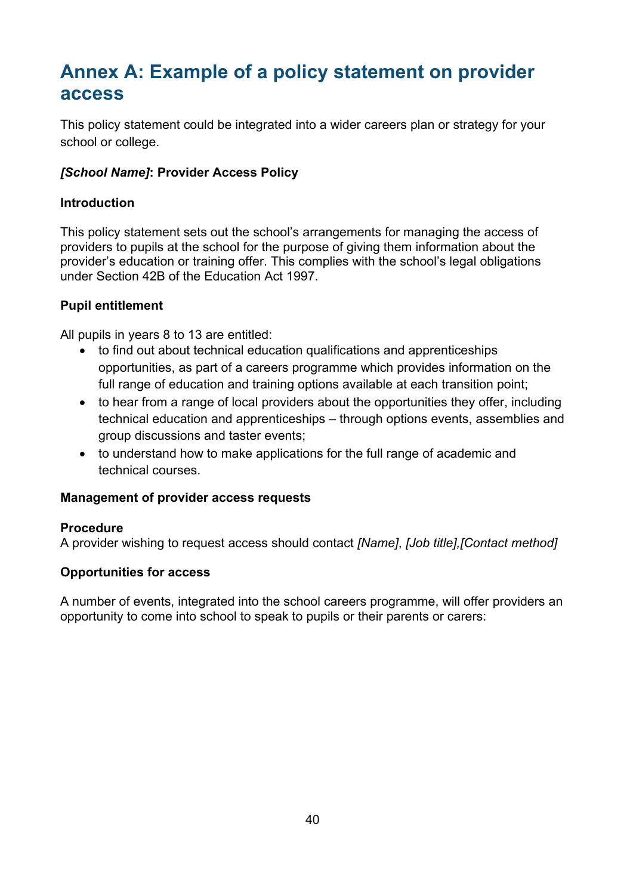# Annex A: Example of a policy statement on provider access

This policy statement could be integrated into a wider careers plan or strategy for your school or college.

***[School Name]*: Provider Access Policy**

**Introduction**

This policy statement sets out the school's arrangements for managing the access of providers to pupils at the school for the purpose of giving them information about the provider's education or training offer. This complies with the school's legal obligations under Section 42B of the Education Act 1997.

**Pupil entitlement**

All pupils in years 8 to 13 are entitled:

- to find out about technical education qualifications and apprenticeships opportunities, as part of a careers programme which provides information on the full range of education and training options available at each transition point;
- to hear from a range of local providers about the opportunities they offer, including technical education and apprenticeships – through options events, assemblies and group discussions and taster events;
- to understand how to make applications for the full range of academic and technical courses.

**Management of provider access requests**

**Procedure**

A provider wishing to request access should contact *[Name]*, *[Job title]*,*[Contact method]*

**Opportunities for access**

A number of events, integrated into the school careers programme, will offer providers an opportunity to come into school to speak to pupils or their parents or carers: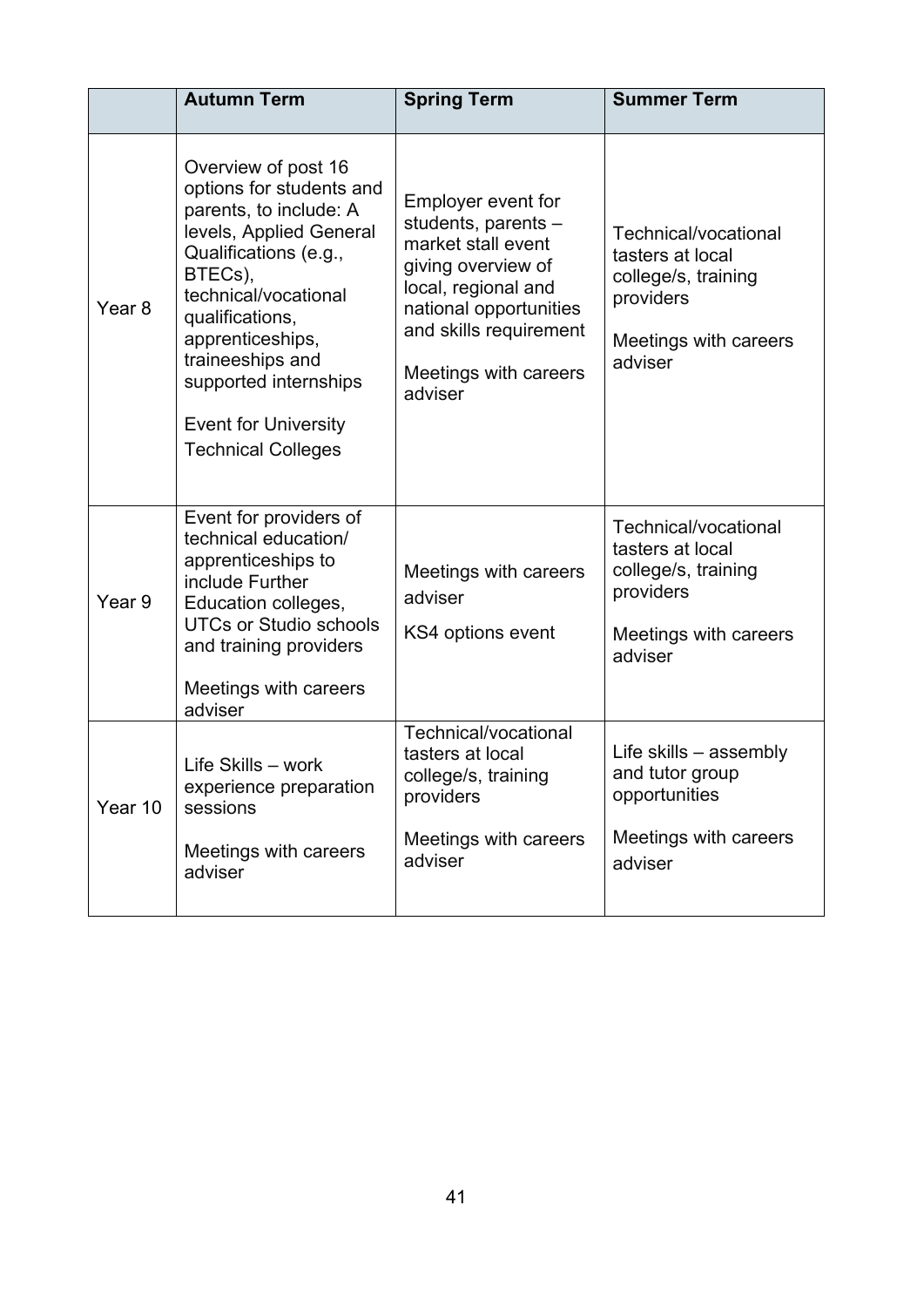| | Autumn Term | Spring Term | Summer Term |
|---|---|---|---|
| Year 8 | Overview of post 16 options for students and parents, to include: A levels, Applied General Qualifications (e.g., BTECs), technical/vocational qualifications, apprenticeships, traineeships and supported internships<br><br>Event for University Technical Colleges | Employer event for students, parents – market stall event giving overview of local, regional and national opportunities and skills requirement<br><br>Meetings with careers adviser | Technical/vocational tasters at local college/s, training providers<br><br>Meetings with careers adviser |
| Year 9 | Event for providers of technical education/ apprenticeships to include Further Education colleges, UTCs or Studio schools and training providers<br><br>Meetings with careers adviser | Meetings with careers adviser<br><br>KS4 options event | Technical/vocational tasters at local college/s, training providers<br><br>Meetings with careers adviser |
| Year 10 | Life Skills – work experience preparation sessions<br><br>Meetings with careers adviser | Technical/vocational tasters at local college/s, training providers<br><br>Meetings with careers adviser | Life skills – assembly and tutor group opportunities<br><br>Meetings with careers adviser |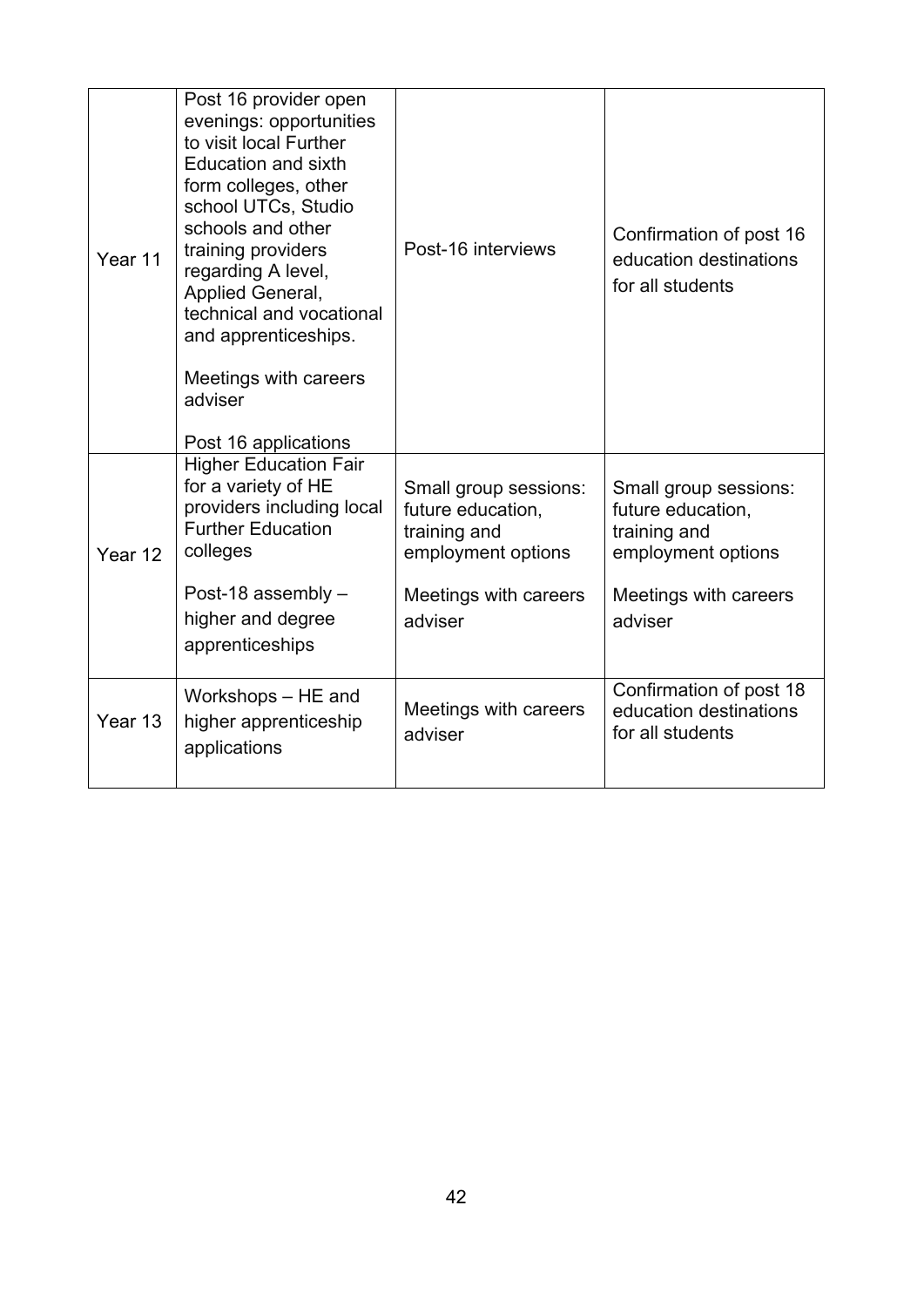| Year 11 | Post 16 provider open evenings: opportunities to visit local Further Education and sixth form colleges, other school UTCs, Studio schools and other training providers regarding A level, Applied General, technical and vocational and apprenticeships.<br><br>Meetings with careers adviser<br><br>Post 16 applications | Post-16 interviews | Confirmation of post 16 education destinations for all students |
|---|---|---|---|
| Year 12 | Higher Education Fair for a variety of HE providers including local Further Education colleges<br><br>Post-18 assembly – higher and degree apprenticeships | Small group sessions: future education, training and employment options<br><br>Meetings with careers adviser | Small group sessions: future education, training and employment options<br><br>Meetings with careers adviser |
| Year 13 | Workshops – HE and higher apprenticeship applications | Meetings with careers adviser | Confirmation of post 18 education destinations for all students |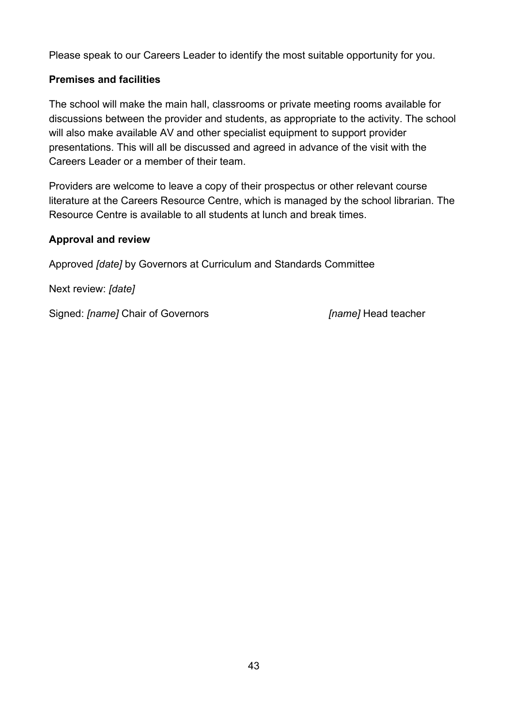Please speak to our Careers Leader to identify the most suitable opportunity for you.

**Premises and facilities**

The school will make the main hall, classrooms or private meeting rooms available for discussions between the provider and students, as appropriate to the activity. The school will also make available AV and other specialist equipment to support provider presentations. This will all be discussed and agreed in advance of the visit with the Careers Leader or a member of their team.

Providers are welcome to leave a copy of their prospectus or other relevant course literature at the Careers Resource Centre, which is managed by the school librarian. The Resource Centre is available to all students at lunch and break times.

**Approval and review**

Approved *[date]* by Governors at Curriculum and Standards Committee

Next review: *[date]*

Signed: *[name]* Chair of Governors *[name]* Head teacher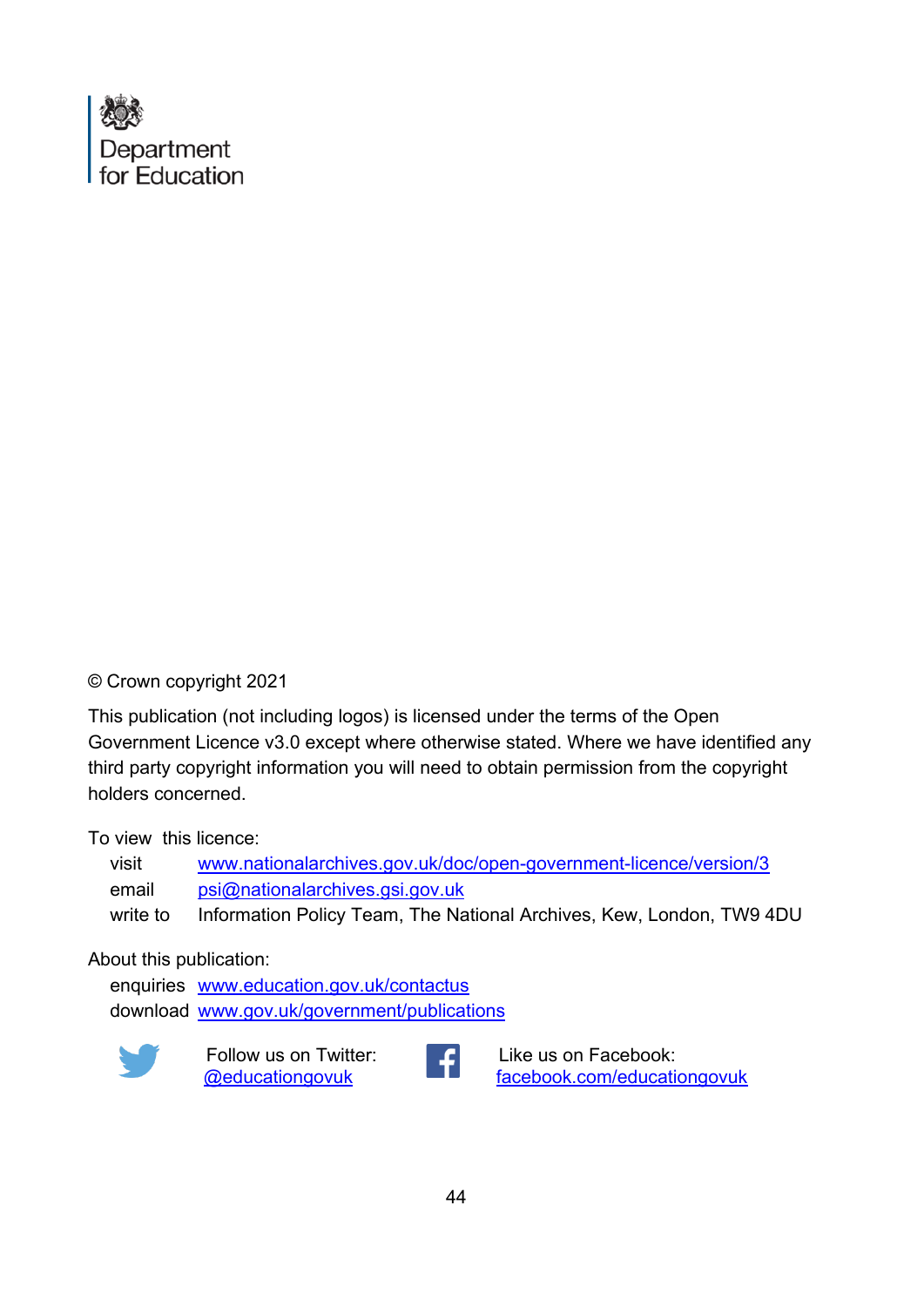Department for Education

© Crown copyright 2021

This publication (not including logos) is licensed under the terms of the Open Government Licence v3.0 except where otherwise stated. Where we have identified any third party copyright information you will need to obtain permission from the copyright holders concerned.

To view this licence:

visit www.nationalarchives.gov.uk/doc/open-government-licence/version/3
email psi@nationalarchives.gsi.gov.uk
write to Information Policy Team, The National Archives, Kew, London, TW9 4DU

About this publication:

enquiries www.education.gov.uk/contactus
download www.gov.uk/government/publications

Follow us on Twitter: @educationgovuk

Like us on Facebook: facebook.com/educationgovuk